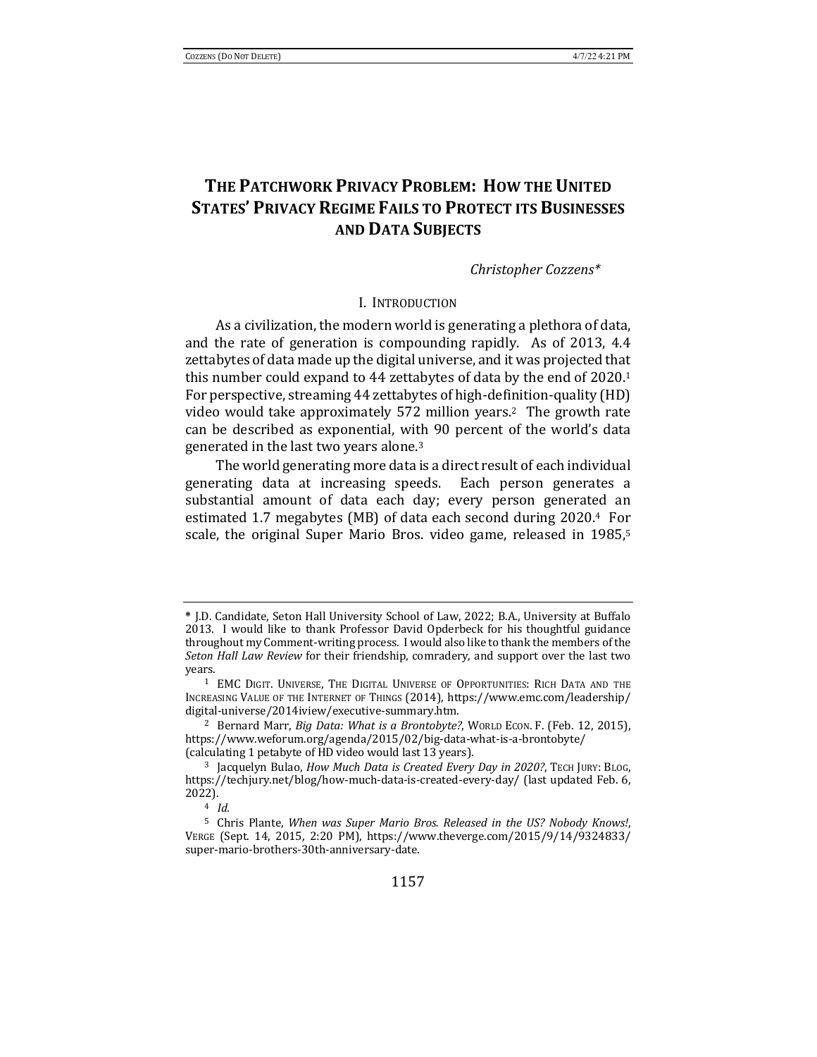# THE PATCHWORK PRIVACY PROBLEM: HOW THE UNITED STATES' PRIVACY REGIME FAILS TO PROTECT ITS BUSINESSES AND DATA SUBJECTS

*Christopher Cozzens**

## I. INTRODUCTION

As a civilization, the modern world is generating a plethora of data, and the rate of generation is compounding rapidly. As of 2013, 4.4 zettabytes of data made up the digital universe, and it was projected that this number could expand to 44 zettabytes of data by the end of 2020.[1] For perspective, streaming 44 zettabytes of high-definition-quality (HD) video would take approximately 572 million years.[2] The growth rate can be described as exponential, with 90 percent of the world's data generated in the last two years alone.[3]

The world generating more data is a direct result of each individual generating data at increasing speeds. Each person generates a substantial amount of data each day; every person generated an estimated 1.7 megabytes (MB) of data each second during 2020.[4] For scale, the original Super Mario Bros. video game, released in 1985,[5]

---

\* J.D. Candidate, Seton Hall University School of Law, 2022; B.A., University at Buffalo 2013. I would like to thank Professor David Opderbeck for his thoughtful guidance throughout my Comment-writing process. I would also like to thank the members of the *Seton Hall Law Review* for their friendship, comradery, and support over the last two years.

[1] EMC DIGIT. UNIVERSE, THE DIGITAL UNIVERSE OF OPPORTUNITIES: RICH DATA AND THE INCREASING VALUE OF THE INTERNET OF THINGS (2014), https://www.emc.com/leadership/digital-universe/2014iview/executive-summary.htm.

[2] Bernard Marr, *Big Data: What is a Brontobyte?*, WORLD ECON. F. (Feb. 12, 2015), https://www.weforum.org/agenda/2015/02/big-data-what-is-a-brontobyte/ (calculating 1 petabyte of HD video would last 13 years).

[3] Jacquelyn Bulao, *How Much Data is Created Every Day in 2020?*, TECH JURY: BLOG, https://techjury.net/blog/how-much-data-is-created-every-day/ (last updated Feb. 6, 2022).

[4] *Id.*

[5] Chris Plante, *When was Super Mario Bros. Released in the US? Nobody Knows!*, VERGE (Sept. 14, 2015, 2:20 PM), https://www.theverge.com/2015/9/14/9324833/super-mario-brothers-30th-anniversary-date.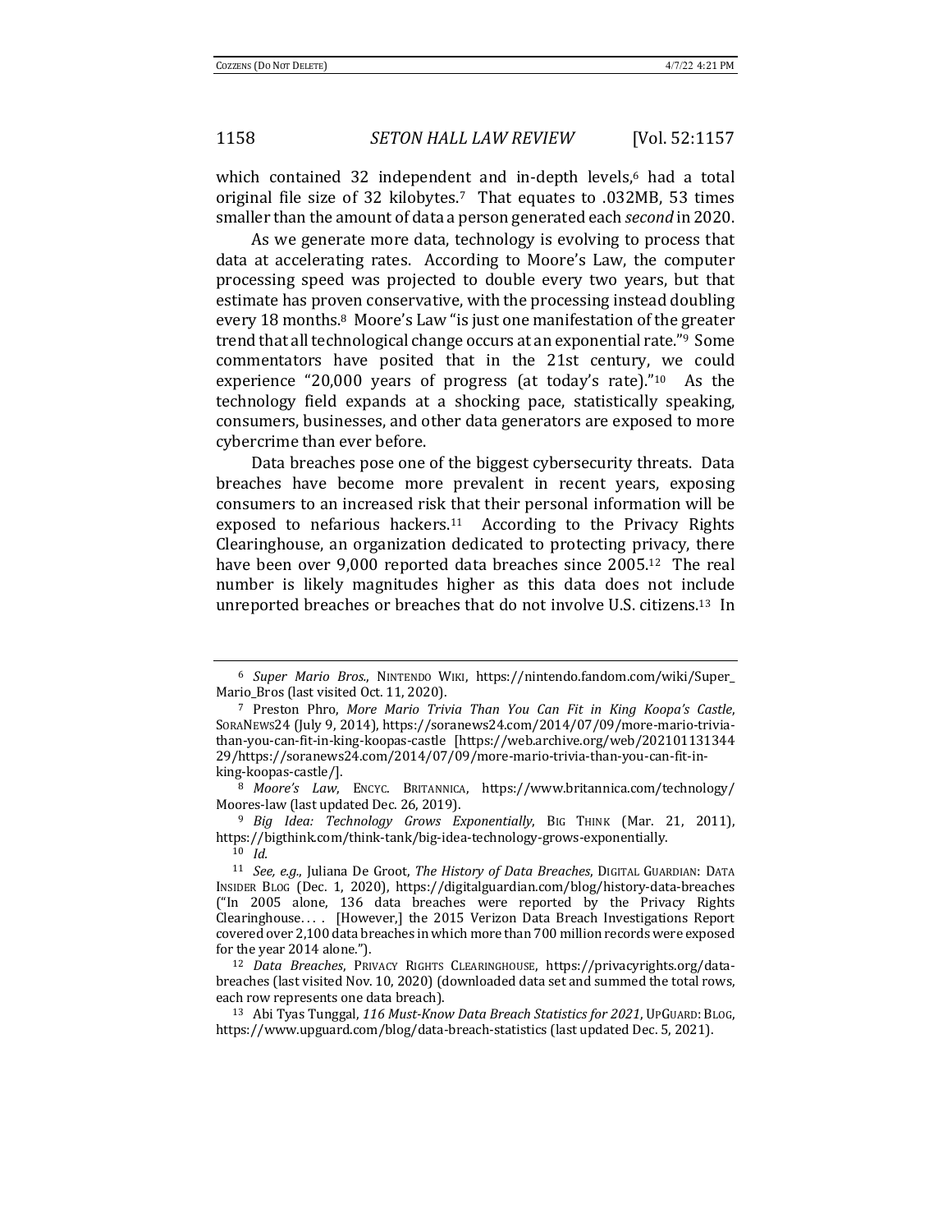which contained 32 independent and in-depth levels,[6] had a total original file size of 32 kilobytes.[7] That equates to .032MB, 53 times smaller than the amount of data a person generated each *second* in 2020.

As we generate more data, technology is evolving to process that data at accelerating rates. According to Moore's Law, the computer processing speed was projected to double every two years, but that estimate has proven conservative, with the processing instead doubling every 18 months.[8] Moore's Law "is just one manifestation of the greater trend that all technological change occurs at an exponential rate."[9] Some commentators have posited that in the 21st century, we could experience "20,000 years of progress (at today's rate)."[10] As the technology field expands at a shocking pace, statistically speaking, consumers, businesses, and other data generators are exposed to more cybercrime than ever before.

Data breaches pose one of the biggest cybersecurity threats. Data breaches have become more prevalent in recent years, exposing consumers to an increased risk that their personal information will be exposed to nefarious hackers.[11] According to the Privacy Rights Clearinghouse, an organization dedicated to protecting privacy, there have been over 9,000 reported data breaches since 2005.[12] The real number is likely magnitudes higher as this data does not include unreported breaches or breaches that do not involve U.S. citizens.[13] In

---

[6] *Super Mario Bros.*, NINTENDO WIKI, https://nintendo.fandom.com/wiki/Super_Mario_Bros (last visited Oct. 11, 2020).

[7] Preston Phro, *More Mario Trivia Than You Can Fit in King Koopa's Castle*, SORANEWS24 (July 9, 2014), https://soranews24.com/2014/07/09/more-mario-trivia-than-you-can-fit-in-king-koopas-castle [https://web.archive.org/web/20210113134429/https://soranews24.com/2014/07/09/more-mario-trivia-than-you-can-fit-in-king-koopas-castle/].

[8] *Moore's Law*, ENCYC. BRITANNICA, https://www.britannica.com/technology/Moores-law (last updated Dec. 26, 2019).

[9] *Big Idea: Technology Grows Exponentially*, BIG THINK (Mar. 21, 2011), https://bigthink.com/think-tank/big-idea-technology-grows-exponentially.

[10] *Id.*

[11] *See, e.g.*, Juliana De Groot, *The History of Data Breaches*, DIGITAL GUARDIAN: DATA INSIDER BLOG (Dec. 1, 2020), https://digitalguardian.com/blog/history-data-breaches ("In 2005 alone, 136 data breaches were reported by the Privacy Rights Clearinghouse. . . . [However,] the 2015 Verizon Data Breach Investigations Report covered over 2,100 data breaches in which more than 700 million records were exposed for the year 2014 alone.").

[12] *Data Breaches*, PRIVACY RIGHTS CLEARINGHOUSE, https://privacyrights.org/data-breaches (last visited Nov. 10, 2020) (downloaded data set and summed the total rows, each row represents one data breach).

[13] Abi Tyas Tunggal, *116 Must-Know Data Breach Statistics for 2021*, UPGUARD: BLOG, https://www.upguard.com/blog/data-breach-statistics (last updated Dec. 5, 2021).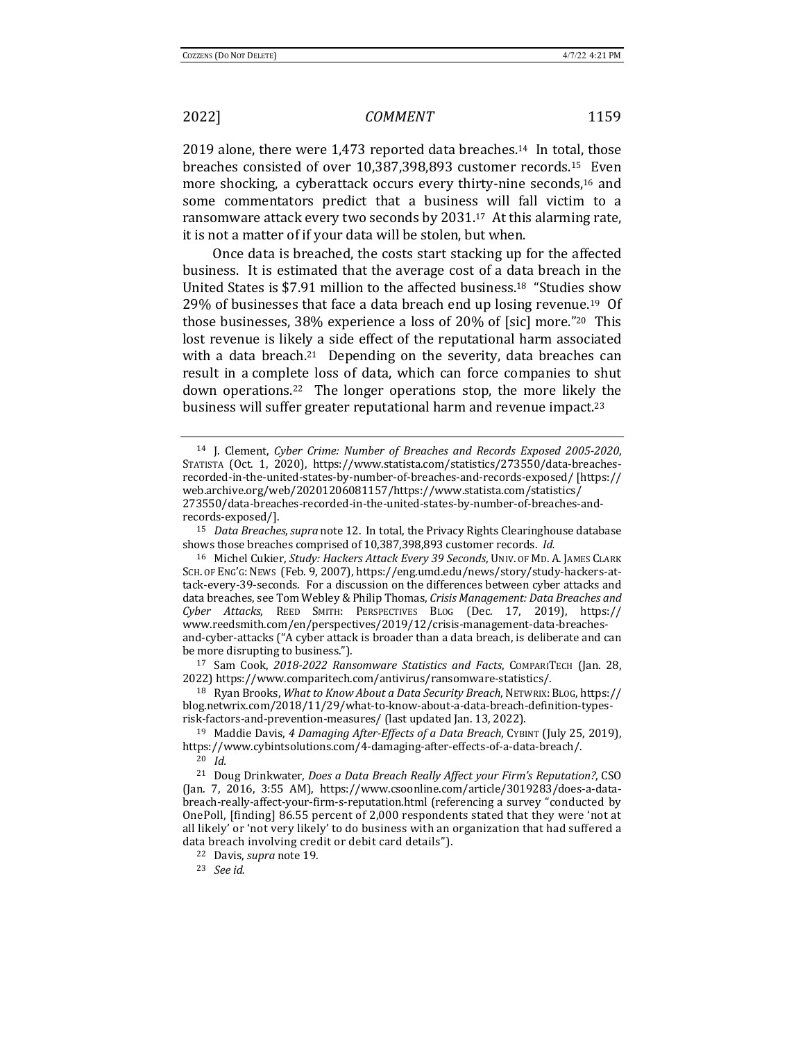2019 alone, there were 1,473 reported data breaches.[14] In total, those breaches consisted of over 10,387,398,893 customer records.[15] Even more shocking, a cyberattack occurs every thirty-nine seconds,[16] and some commentators predict that a business will fall victim to a ransomware attack every two seconds by 2031.[17] At this alarming rate, it is not a matter of if your data will be stolen, but when.

Once data is breached, the costs start stacking up for the affected business. It is estimated that the average cost of a data breach in the United States is $7.91 million to the affected business.[18] "Studies show 29% of businesses that face a data breach end up losing revenue.[19] Of those businesses, 38% experience a loss of 20% of [sic] more."[20] This lost revenue is likely a side effect of the reputational harm associated with a data breach.[21] Depending on the severity, data breaches can result in a complete loss of data, which can force companies to shut down operations.[22] The longer operations stop, the more likely the business will suffer greater reputational harm and revenue impact.[23]

---

[14] J. Clement, *Cyber Crime: Number of Breaches and Records Exposed 2005-2020*, STATISTA (Oct. 1, 2020), https://www.statista.com/statistics/273550/data-breaches-recorded-in-the-united-states-by-number-of-breaches-and-records-exposed/ [https://web.archive.org/web/20201206081157/https://www.statista.com/statistics/273550/data-breaches-recorded-in-the-united-states-by-number-of-breaches-and-records-exposed/].

[15] *Data Breaches*, *supra* note 12. In total, the Privacy Rights Clearinghouse database shows those breaches comprised of 10,387,398,893 customer records. *Id.*

[16] Michel Cukier, *Study: Hackers Attack Every 39 Seconds*, UNIV. OF MD. A. JAMES CLARK SCH. OF ENG'G: NEWS (Feb. 9, 2007), https://eng.umd.edu/news/story/study-hackers-attack-every-39-seconds. For a discussion on the differences between cyber attacks and data breaches, see Tom Webley & Philip Thomas, *Crisis Management: Data Breaches and Cyber Attacks*, REED SMITH: PERSPECTIVES BLOG (Dec. 17, 2019), https://www.reedsmith.com/en/perspectives/2019/12/crisis-management-data-breaches-and-cyber-attacks ("A cyber attack is broader than a data breach, is deliberate and can be more disrupting to business.").

[17] Sam Cook, *2018-2022 Ransomware Statistics and Facts*, COMPARITECH (Jan. 28, 2022) https://www.comparitech.com/antivirus/ransomware-statistics/.

[18] Ryan Brooks, *What to Know About a Data Security Breach*, NETWRIX: BLOG, https://blog.netwrix.com/2018/11/29/what-to-know-about-a-data-breach-definition-types-risk-factors-and-prevention-measures/ (last updated Jan. 13, 2022).

[19] Maddie Davis, *4 Damaging After-Effects of a Data Breach*, CYBINT (July 25, 2019), https://www.cybintsolutions.com/4-damaging-after-effects-of-a-data-breach/.

[20] *Id.*

[21] Doug Drinkwater, *Does a Data Breach Really Affect your Firm's Reputation?*, CSO (Jan. 7, 2016, 3:55 AM), https://www.csoonline.com/article/3019283/does-a-data-breach-really-affect-your-firm-s-reputation.html (referencing a survey "conducted by OnePoll, [finding] 86.55 percent of 2,000 respondents stated that they were 'not at all likely' or 'not very likely' to do business with an organization that had suffered a data breach involving credit or debit card details").

[22] Davis, *supra* note 19.

[23] *See id.*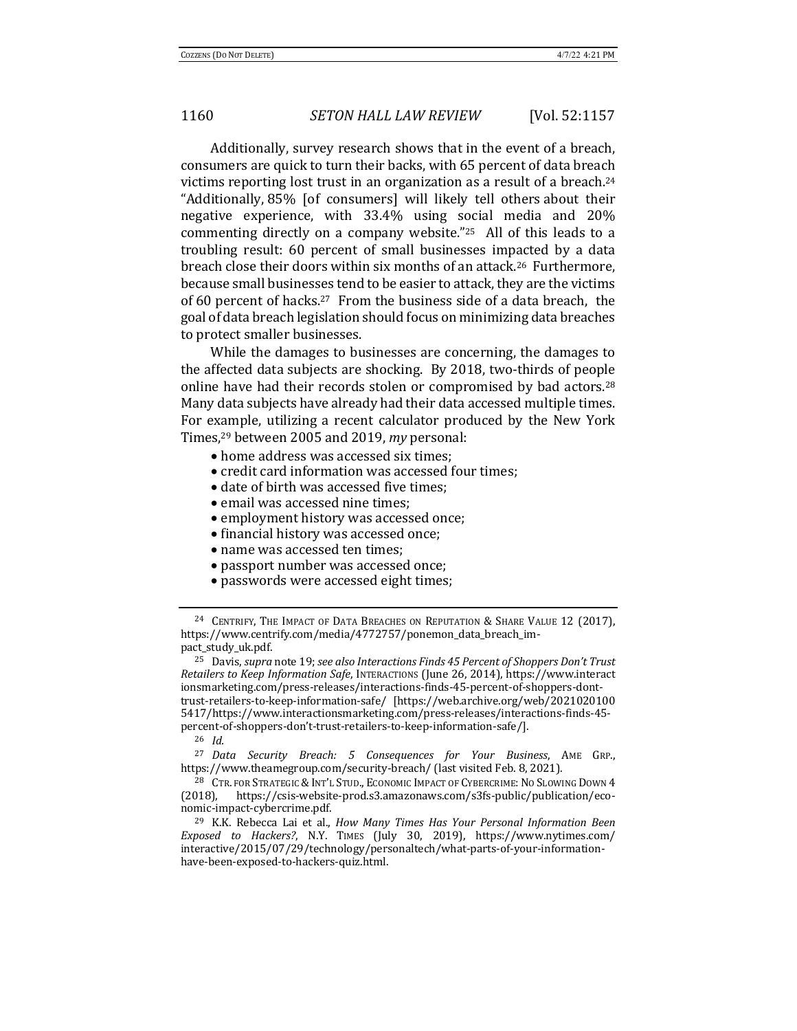Additionally, survey research shows that in the event of a breach, consumers are quick to turn their backs, with 65 percent of data breach victims reporting lost trust in an organization as a result of a breach.[24] "Additionally, 85% [of consumers] will likely tell others about their negative experience, with 33.4% using social media and 20% commenting directly on a company website."[25] All of this leads to a troubling result: 60 percent of small businesses impacted by a data breach close their doors within six months of an attack.[26] Furthermore, because small businesses tend to be easier to attack, they are the victims of 60 percent of hacks.[27] From the business side of a data breach, the goal of data breach legislation should focus on minimizing data breaches to protect smaller businesses.

While the damages to businesses are concerning, the damages to the affected data subjects are shocking. By 2018, two-thirds of people online have had their records stolen or compromised by bad actors.[28] Many data subjects have already had their data accessed multiple times. For example, utilizing a recent calculator produced by the New York Times,[29] between 2005 and 2019, *my* personal:

- home address was accessed six times;
- credit card information was accessed four times;
- date of birth was accessed five times;
- email was accessed nine times;
- employment history was accessed once;
- financial history was accessed once;
- name was accessed ten times;
- passport number was accessed once;
- passwords were accessed eight times;

---

[24] CENTRIFY, THE IMPACT OF DATA BREACHES ON REPUTATION & SHARE VALUE 12 (2017), https://www.centrify.com/media/4772757/ponemon_data_breach_impact_study_uk.pdf.

[25] Davis, *supra* note 19; *see also Interactions Finds 45 Percent of Shoppers Don't Trust Retailers to Keep Information Safe*, INTERACTIONS (June 26, 2014), https://www.interactionsmarketing.com/press-releases/interactions-finds-45-percent-of-shoppers-dont-trust-retailers-to-keep-information-safe/ [https://web.archive.org/web/20210201005417/https://www.interactionsmarketing.com/press-releases/interactions-finds-45-percent-of-shoppers-don't-trust-retailers-to-keep-information-safe/].

[26] *Id.*

[27] *Data Security Breach: 5 Consequences for Your Business*, AME GRP., https://www.theamegroup.com/security-breach/ (last visited Feb. 8, 2021).

[28] CTR. FOR STRATEGIC & INT'L STUD., ECONOMIC IMPACT OF CYBERCRIME: NO SLOWING DOWN 4 (2018), https://csis-website-prod.s3.amazonaws.com/s3fs-public/publication/economic-impact-cybercrime.pdf.

[29] K.K. Rebecca Lai et al., *How Many Times Has Your Personal Information Been Exposed to Hackers?*, N.Y. TIMES (July 30, 2019), https://www.nytimes.com/interactive/2015/07/29/technology/personaltech/what-parts-of-your-information-have-been-exposed-to-hackers-quiz.html.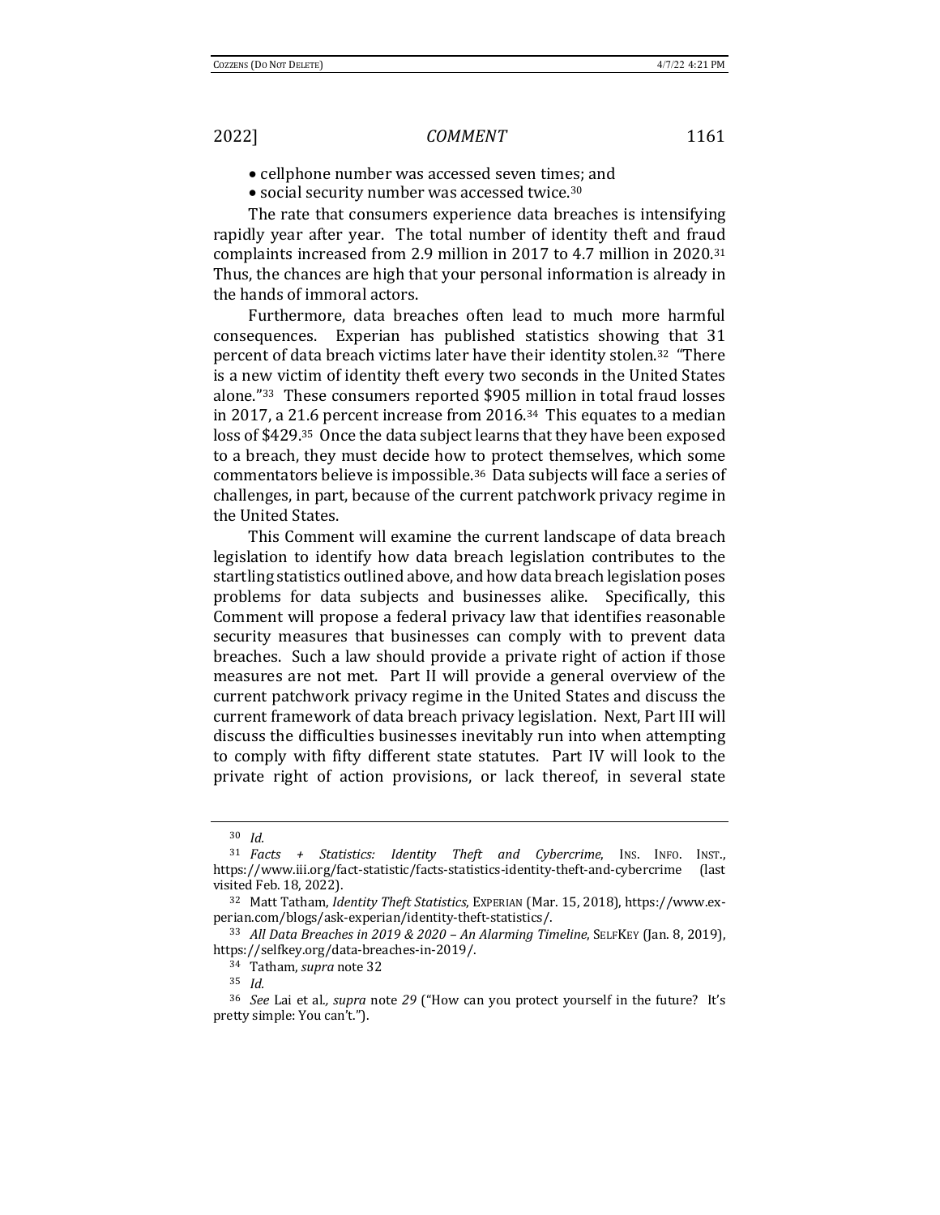- cellphone number was accessed seven times; and
- social security number was accessed twice.[30]

The rate that consumers experience data breaches is intensifying rapidly year after year. The total number of identity theft and fraud complaints increased from 2.9 million in 2017 to 4.7 million in 2020.[31] Thus, the chances are high that your personal information is already in the hands of immoral actors.

Furthermore, data breaches often lead to much more harmful consequences. Experian has published statistics showing that 31 percent of data breach victims later have their identity stolen.[32] "There is a new victim of identity theft every two seconds in the United States alone."[33] These consumers reported $905 million in total fraud losses in 2017, a 21.6 percent increase from 2016.[34] This equates to a median loss of $429.[35] Once the data subject learns that they have been exposed to a breach, they must decide how to protect themselves, which some commentators believe is impossible.[36] Data subjects will face a series of challenges, in part, because of the current patchwork privacy regime in the United States.

This Comment will examine the current landscape of data breach legislation to identify how data breach legislation contributes to the startling statistics outlined above, and how data breach legislation poses problems for data subjects and businesses alike. Specifically, this Comment will propose a federal privacy law that identifies reasonable security measures that businesses can comply with to prevent data breaches. Such a law should provide a private right of action if those measures are not met. Part II will provide a general overview of the current patchwork privacy regime in the United States and discuss the current framework of data breach privacy legislation. Next, Part III will discuss the difficulties businesses inevitably run into when attempting to comply with fifty different state statutes. Part IV will look to the private right of action provisions, or lack thereof, in several state

---

[30] *Id.*

[31] *Facts + Statistics: Identity Theft and Cybercrime*, INS. INFO. INST., https://www.iii.org/fact-statistic/facts-statistics-identity-theft-and-cybercrime (last visited Feb. 18, 2022).

[32] Matt Tatham, *Identity Theft Statistics*, EXPERIAN (Mar. 15, 2018), https://www.experian.com/blogs/ask-experian/identity-theft-statistics/.

[33] *All Data Breaches in 2019 & 2020 – An Alarming Timeline*, SELFKEY (Jan. 8, 2019), https://selfkey.org/data-breaches-in-2019/.

[34] Tatham, *supra* note 32

[35] *Id.*

[36] *See* Lai et al.*, supra* note *29* ("How can you protect yourself in the future? It's pretty simple: You can't.").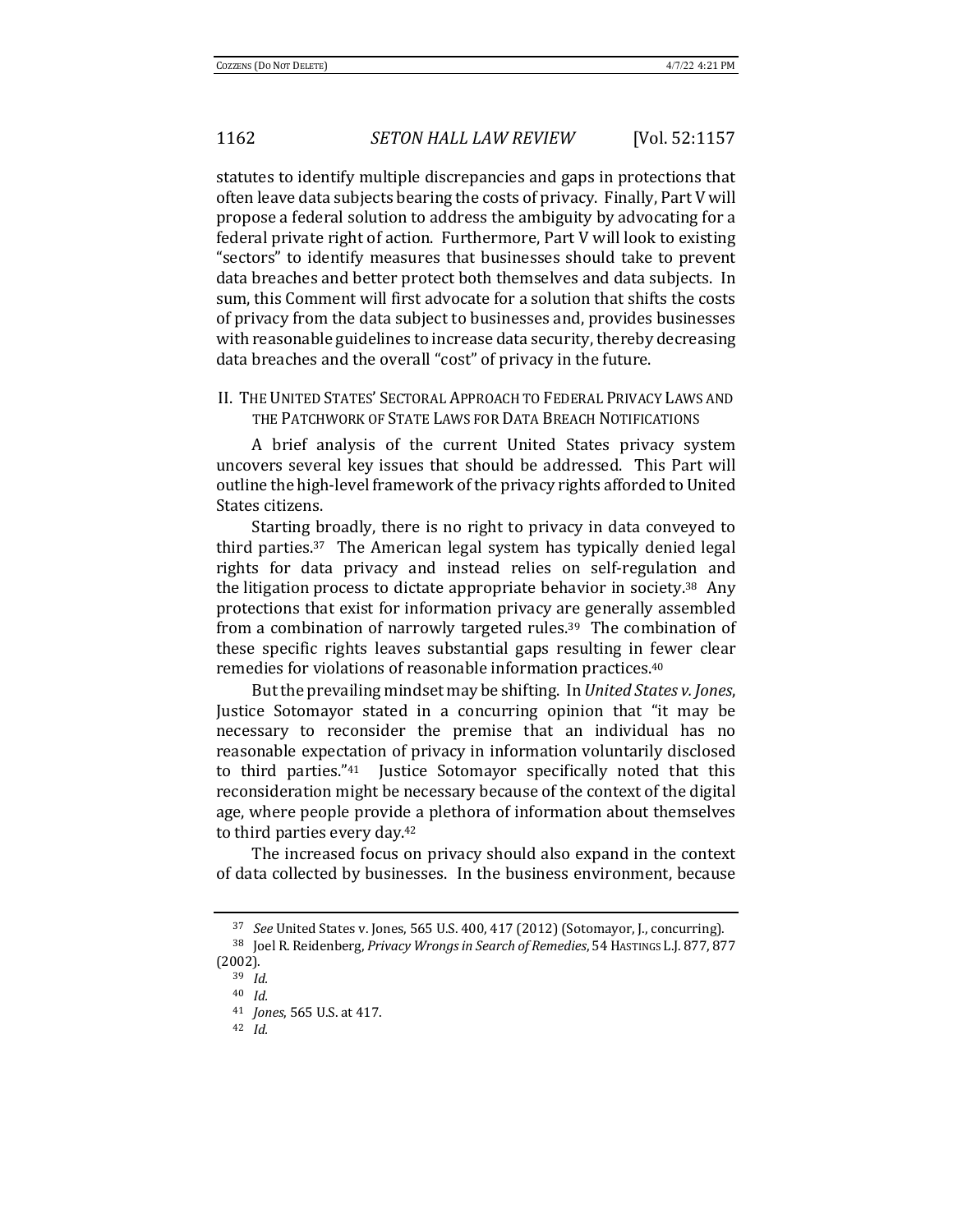statutes to identify multiple discrepancies and gaps in protections that often leave data subjects bearing the costs of privacy. Finally, Part V will propose a federal solution to address the ambiguity by advocating for a federal private right of action. Furthermore, Part V will look to existing "sectors" to identify measures that businesses should take to prevent data breaches and better protect both themselves and data subjects. In sum, this Comment will first advocate for a solution that shifts the costs of privacy from the data subject to businesses and, provides businesses with reasonable guidelines to increase data security, thereby decreasing data breaches and the overall "cost" of privacy in the future.

## II. THE UNITED STATES' SECTORAL APPROACH TO FEDERAL PRIVACY LAWS AND THE PATCHWORK OF STATE LAWS FOR DATA BREACH NOTIFICATIONS

A brief analysis of the current United States privacy system uncovers several key issues that should be addressed. This Part will outline the high-level framework of the privacy rights afforded to United States citizens.

Starting broadly, there is no right to privacy in data conveyed to third parties.[37] The American legal system has typically denied legal rights for data privacy and instead relies on self-regulation and the litigation process to dictate appropriate behavior in society.[38] Any protections that exist for information privacy are generally assembled from a combination of narrowly targeted rules.[39] The combination of these specific rights leaves substantial gaps resulting in fewer clear remedies for violations of reasonable information practices.[40]

But the prevailing mindset may be shifting. In *United States v. Jones*, Justice Sotomayor stated in a concurring opinion that "it may be necessary to reconsider the premise that an individual has no reasonable expectation of privacy in information voluntarily disclosed to third parties."[41] Justice Sotomayor specifically noted that this reconsideration might be necessary because of the context of the digital age, where people provide a plethora of information about themselves to third parties every day.[42]

The increased focus on privacy should also expand in the context of data collected by businesses. In the business environment, because

---

[37] *See* United States v. Jones, 565 U.S. 400, 417 (2012) (Sotomayor, J., concurring).

[38] Joel R. Reidenberg, *Privacy Wrongs in Search of Remedies*, 54 HASTINGS L.J. 877, 877 (2002).

[39] *Id.*

[40] *Id.*

[41] *Jones*, 565 U.S. at 417.

[42] *Id.*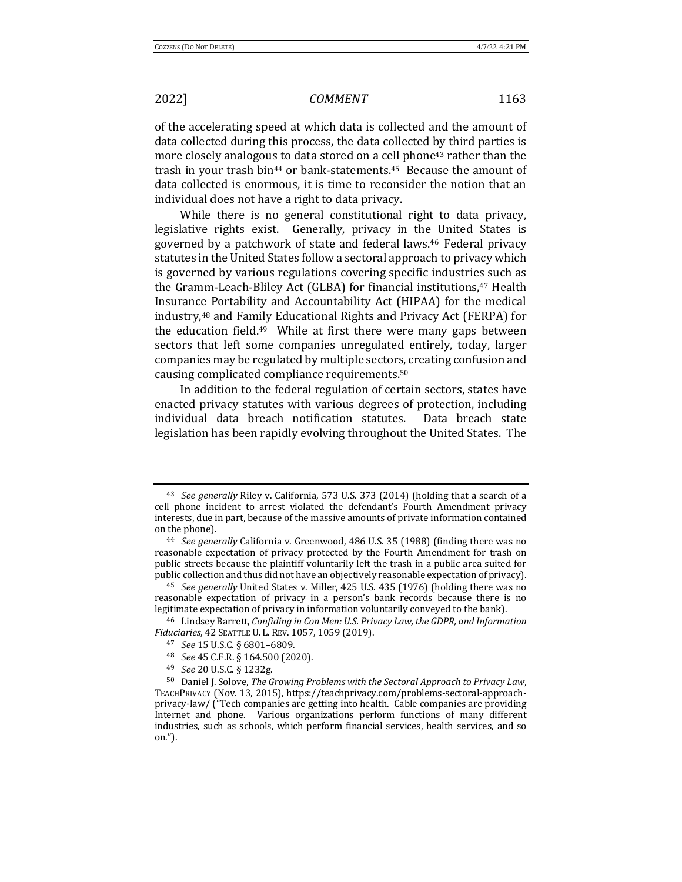of the accelerating speed at which data is collected and the amount of data collected during this process, the data collected by third parties is more closely analogous to data stored on a cell phone[43] rather than the trash in your trash bin[44] or bank-statements.[45] Because the amount of data collected is enormous, it is time to reconsider the notion that an individual does not have a right to data privacy.

While there is no general constitutional right to data privacy, legislative rights exist. Generally, privacy in the United States is governed by a patchwork of state and federal laws.[46] Federal privacy statutes in the United States follow a sectoral approach to privacy which is governed by various regulations covering specific industries such as the Gramm-Leach-Bliley Act (GLBA) for financial institutions,[47] Health Insurance Portability and Accountability Act (HIPAA) for the medical industry,[48] and Family Educational Rights and Privacy Act (FERPA) for the education field.[49] While at first there were many gaps between sectors that left some companies unregulated entirely, today, larger companies may be regulated by multiple sectors, creating confusion and causing complicated compliance requirements.[50]

In addition to the federal regulation of certain sectors, states have enacted privacy statutes with various degrees of protection, including individual data breach notification statutes. Data breach state legislation has been rapidly evolving throughout the United States. The

---

[43] *See generally* Riley v. California, 573 U.S. 373 (2014) (holding that a search of a cell phone incident to arrest violated the defendant's Fourth Amendment privacy interests, due in part, because of the massive amounts of private information contained on the phone).

[44] *See generally* California v. Greenwood, 486 U.S. 35 (1988) (finding there was no reasonable expectation of privacy protected by the Fourth Amendment for trash on public streets because the plaintiff voluntarily left the trash in a public area suited for public collection and thus did not have an objectively reasonable expectation of privacy).

[45] *See generally* United States v. Miller, 425 U.S. 435 (1976) (holding there was no reasonable expectation of privacy in a person's bank records because there is no legitimate expectation of privacy in information voluntarily conveyed to the bank).

[46] Lindsey Barrett, *Confiding in Con Men: U.S. Privacy Law, the GDPR, and Information Fiduciaries*, 42 SEATTLE U. L. REV. 1057, 1059 (2019).

[47] *See* 15 U.S.C. § 6801–6809.

[48] *See* 45 C.F.R. § 164.500 (2020).

[49] *See* 20 U.S.C. § 1232g.

[50] Daniel J. Solove, *The Growing Problems with the Sectoral Approach to Privacy Law*, TEACHPRIVACY (Nov. 13, 2015), https://teachprivacy.com/problems-sectoral-approach-privacy-law/ ("Tech companies are getting into health. Cable companies are providing Internet and phone. Various organizations perform functions of many different industries, such as schools, which perform financial services, health services, and so on.").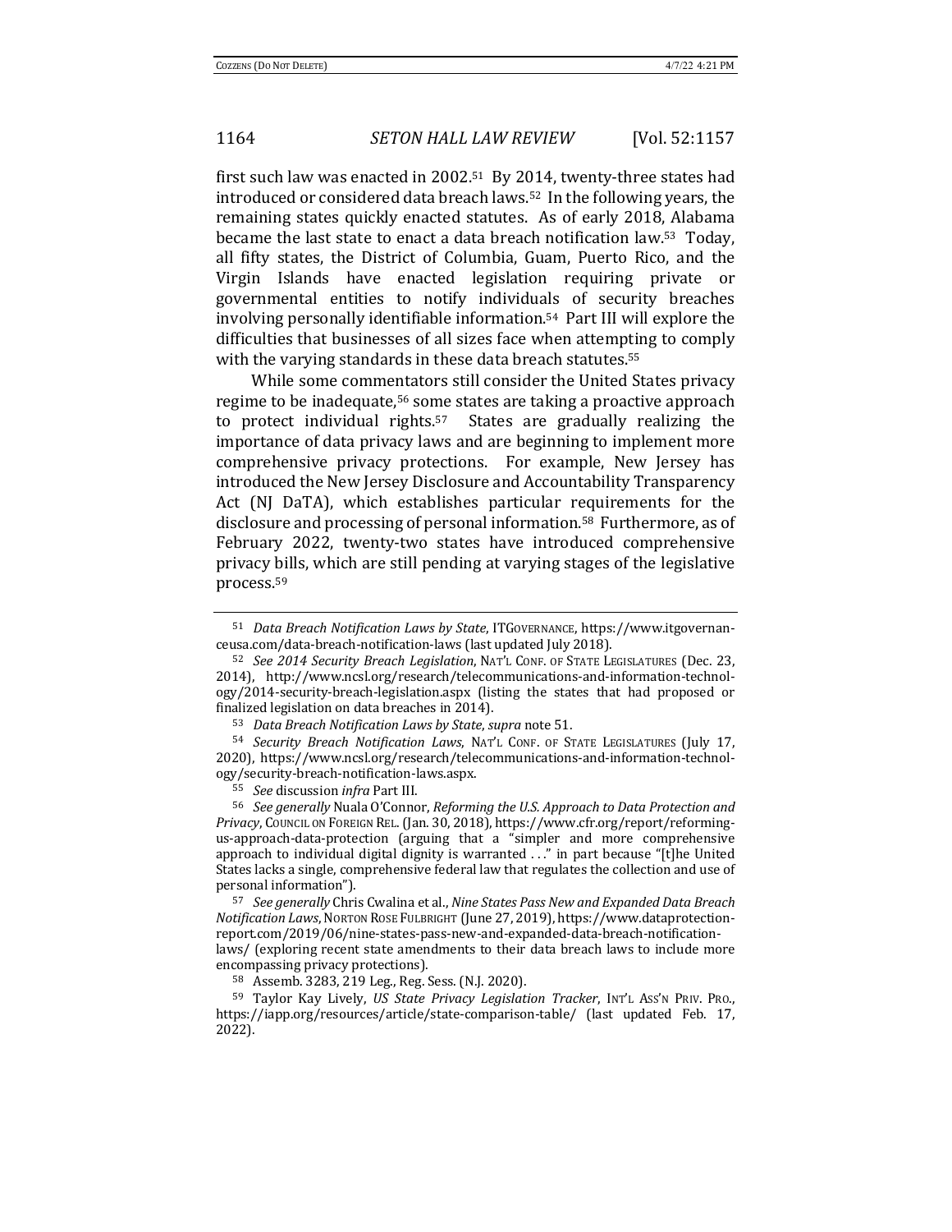first such law was enacted in 2002.[51] By 2014, twenty-three states had introduced or considered data breach laws.[52] In the following years, the remaining states quickly enacted statutes. As of early 2018, Alabama became the last state to enact a data breach notification law.[53] Today, all fifty states, the District of Columbia, Guam, Puerto Rico, and the Virgin Islands have enacted legislation requiring private or governmental entities to notify individuals of security breaches involving personally identifiable information.[54] Part III will explore the difficulties that businesses of all sizes face when attempting to comply with the varying standards in these data breach statutes.[55]

While some commentators still consider the United States privacy regime to be inadequate,[56] some states are taking a proactive approach to protect individual rights.[57] States are gradually realizing the importance of data privacy laws and are beginning to implement more comprehensive privacy protections. For example, New Jersey has introduced the New Jersey Disclosure and Accountability Transparency Act (NJ DaTA), which establishes particular requirements for the disclosure and processing of personal information.[58] Furthermore, as of February 2022, twenty-two states have introduced comprehensive privacy bills, which are still pending at varying stages of the legislative process.[59]

---

[51] *Data Breach Notification Laws by State*, ITGOVERNANCE, https://www.itgovernanceusa.com/data-breach-notification-laws (last updated July 2018).

[52] *See 2014 Security Breach Legislation*, NAT'L CONF. OF STATE LEGISLATURES (Dec. 23, 2014), http://www.ncsl.org/research/telecommunications-and-information-technology/2014-security-breach-legislation.aspx (listing the states that had proposed or finalized legislation on data breaches in 2014).

[53] *Data Breach Notification Laws by State*, *supra* note 51.

[54] *Security Breach Notification Laws*, NAT'L CONF. OF STATE LEGISLATURES (July 17, 2020), https://www.ncsl.org/research/telecommunications-and-information-technology/security-breach-notification-laws.aspx.

[55] *See* discussion *infra* Part III.

[56] *See generally* Nuala O'Connor, *Reforming the U.S. Approach to Data Protection and Privacy*, COUNCIL ON FOREIGN REL. (Jan. 30, 2018), https://www.cfr.org/report/reforming-us-approach-data-protection (arguing that a "simpler and more comprehensive approach to individual digital dignity is warranted . . ." in part because "[t]he United States lacks a single, comprehensive federal law that regulates the collection and use of personal information").

[57] *See generally* Chris Cwalina et al., *Nine States Pass New and Expanded Data Breach Notification Laws*, NORTON ROSE FULBRIGHT (June 27, 2019), https://www.dataprotectionreport.com/2019/06/nine-states-pass-new-and-expanded-data-breach-notification-laws/ (exploring recent state amendments to their data breach laws to include more encompassing privacy protections).

[58] Assemb. 3283, 219 Leg., Reg. Sess. (N.J. 2020).

[59] Taylor Kay Lively, *US State Privacy Legislation Tracker*, INT'L ASS'N PRIV. PRO., https://iapp.org/resources/article/state-comparison-table/ (last updated Feb. 17, 2022).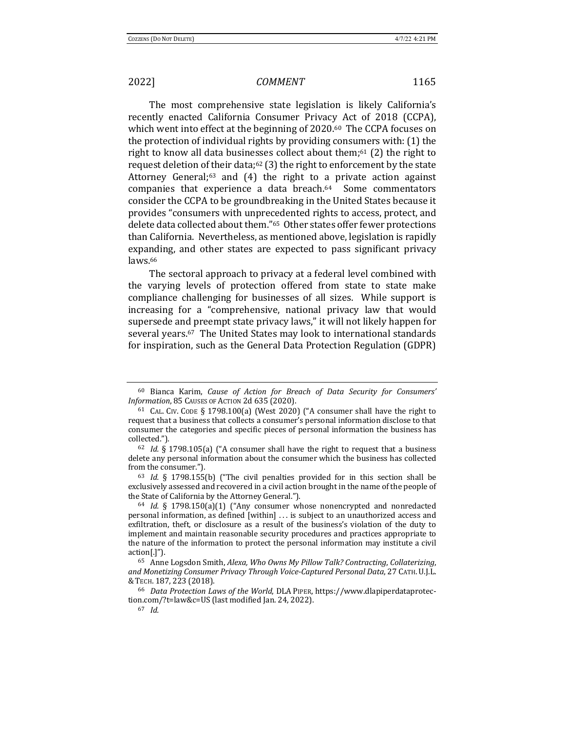The most comprehensive state legislation is likely California's recently enacted California Consumer Privacy Act of 2018 (CCPA), which went into effect at the beginning of 2020.[60] The CCPA focuses on the protection of individual rights by providing consumers with: (1) the right to know all data businesses collect about them;[61] (2) the right to request deletion of their data;[62] (3) the right to enforcement by the state Attorney General;[63] and (4) the right to a private action against companies that experience a data breach.[64] Some commentators consider the CCPA to be groundbreaking in the United States because it provides "consumers with unprecedented rights to access, protect, and delete data collected about them."[65] Other states offer fewer protections than California. Nevertheless, as mentioned above, legislation is rapidly expanding, and other states are expected to pass significant privacy laws.[66]

The sectoral approach to privacy at a federal level combined with the varying levels of protection offered from state to state make compliance challenging for businesses of all sizes. While support is increasing for a "comprehensive, national privacy law that would supersede and preempt state privacy laws," it will not likely happen for several years.[67] The United States may look to international standards for inspiration, such as the General Data Protection Regulation (GDPR)

---

[60] Bianca Karim, *Cause of Action for Breach of Data Security for Consumers' Information*, 85 CAUSES OF ACTION 2d 635 (2020).

[61] CAL. CIV. CODE § 1798.100(a) (West 2020) ("A consumer shall have the right to request that a business that collects a consumer's personal information disclose to that consumer the categories and specific pieces of personal information the business has collected.").

[62] *Id.* § 1798.105(a) ("A consumer shall have the right to request that a business delete any personal information about the consumer which the business has collected from the consumer.").

[63] *Id.* § 1798.155(b) ("The civil penalties provided for in this section shall be exclusively assessed and recovered in a civil action brought in the name of the people of the State of California by the Attorney General.").

[64] *Id.* § 1798.150(a)(1) ("Any consumer whose nonencrypted and nonredacted personal information, as defined [within] . . . is subject to an unauthorized access and exfiltration, theft, or disclosure as a result of the business's violation of the duty to implement and maintain reasonable security procedures and practices appropriate to the nature of the information to protect the personal information may institute a civil action[.]").

[65] Anne Logsdon Smith, *Alexa, Who Owns My Pillow Talk? Contracting, Collaterizing, and Monetizing Consumer Privacy Through Voice-Captured Personal Data*, 27 CATH. U.J.L. & TECH. 187, 223 (2018).

[66] *Data Protection Laws of the World*, DLA PIPER, https://www.dlapiperdataprotection.com/?t=law&c=US (last modified Jan. 24, 2022).

[67] *Id.*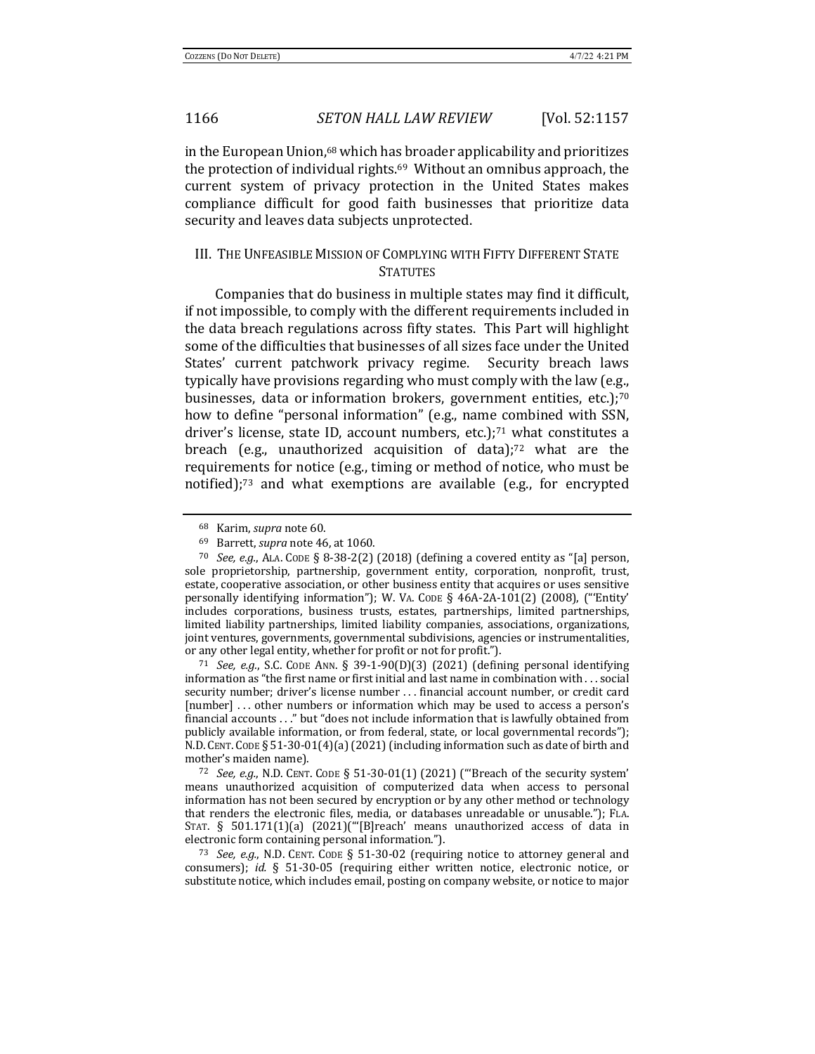in the European Union,[68] which has broader applicability and prioritizes the protection of individual rights.[69] Without an omnibus approach, the current system of privacy protection in the United States makes compliance difficult for good faith businesses that prioritize data security and leaves data subjects unprotected.

## III. The Unfeasible Mission of Complying with Fifty Different State Statutes

Companies that do business in multiple states may find it difficult, if not impossible, to comply with the different requirements included in the data breach regulations across fifty states. This Part will highlight some of the difficulties that businesses of all sizes face under the United States' current patchwork privacy regime. Security breach laws typically have provisions regarding who must comply with the law (e.g., businesses, data or information brokers, government entities, etc.);[70] how to define "personal information" (e.g., name combined with SSN, driver's license, state ID, account numbers, etc.);[71] what constitutes a breach (e.g., unauthorized acquisition of data);[72] what are the requirements for notice (e.g., timing or method of notice, who must be notified);[73] and what exemptions are available (e.g., for encrypted

---

[68] Karim, *supra* note 60.

[69] Barrett, *supra* note 46, at 1060.

[70] *See, e.g.*, Ala. Code § 8-38-2(2) (2018) (defining a covered entity as "[a] person, sole proprietorship, partnership, government entity, corporation, nonprofit, trust, estate, cooperative association, or other business entity that acquires or uses sensitive personally identifying information"); W. Va. Code § 46A-2A-101(2) (2008), ("'Entity' includes corporations, business trusts, estates, partnerships, limited partnerships, limited liability partnerships, limited liability companies, associations, organizations, joint ventures, governments, governmental subdivisions, agencies or instrumentalities, or any other legal entity, whether for profit or not for profit.").

[71] *See, e.g.*, S.C. Code Ann. § 39-1-90(D)(3) (2021) (defining personal identifying information as "the first name or first initial and last name in combination with . . . social security number; driver's license number . . . financial account number, or credit card [number] . . . other numbers or information which may be used to access a person's financial accounts . . ." but "does not include information that is lawfully obtained from publicly available information, or from federal, state, or local governmental records"); N.D. Cent. Code § 51-30-01(4)(a) (2021) (including information such as date of birth and mother's maiden name).

[72] *See, e.g.*, N.D. Cent. Code § 51-30-01(1) (2021) ("'Breach of the security system' means unauthorized acquisition of computerized data when access to personal information has not been secured by encryption or by any other method or technology that renders the electronic files, media, or databases unreadable or unusable."); Fla. Stat. § 501.171(1)(a) (2021)("'[B]reach' means unauthorized access of data in electronic form containing personal information.").

[73] *See, e.g.*, N.D. Cent. Code § 51-30-02 (requiring notice to attorney general and consumers); *id.* § 51-30-05 (requiring either written notice, electronic notice, or substitute notice, which includes email, posting on company website, or notice to major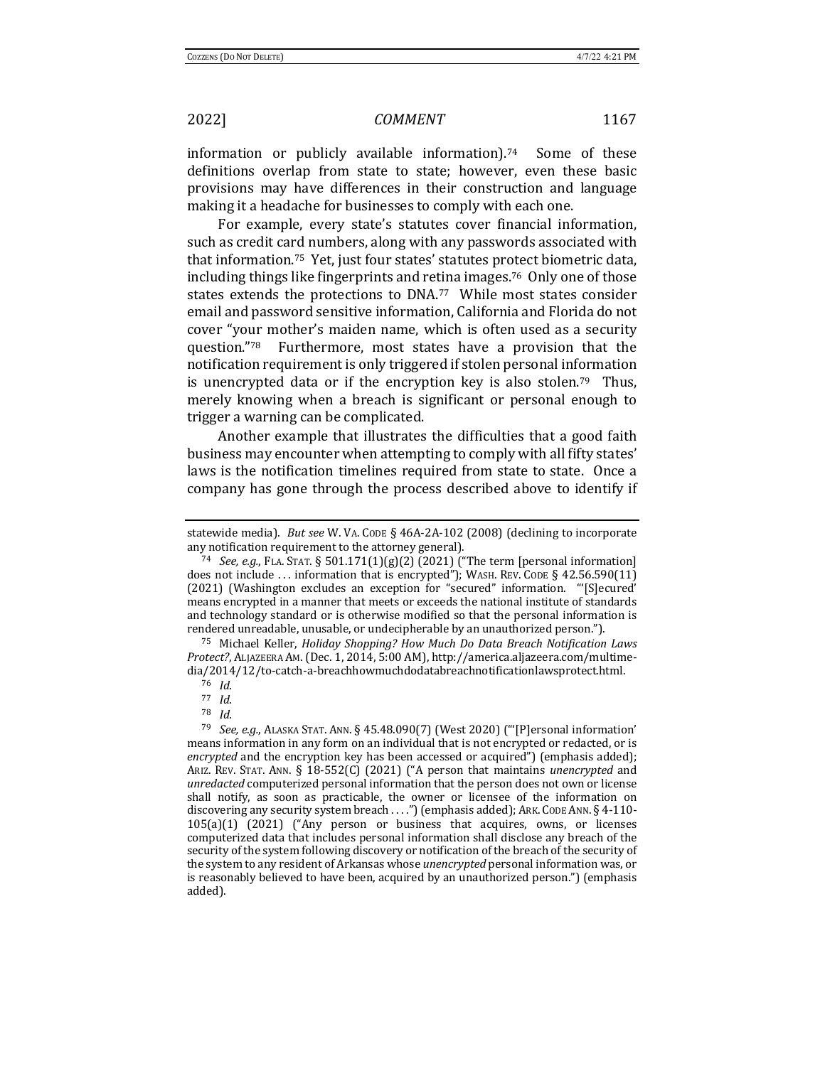information or publicly available information).[74] Some of these definitions overlap from state to state; however, even these basic provisions may have differences in their construction and language making it a headache for businesses to comply with each one.

For example, every state's statutes cover financial information, such as credit card numbers, along with any passwords associated with that information.[75] Yet, just four states' statutes protect biometric data, including things like fingerprints and retina images.[76] Only one of those states extends the protections to DNA.[77] While most states consider email and password sensitive information, California and Florida do not cover "your mother's maiden name, which is often used as a security question."[78] Furthermore, most states have a provision that the notification requirement is only triggered if stolen personal information is unencrypted data or if the encryption key is also stolen.[79] Thus, merely knowing when a breach is significant or personal enough to trigger a warning can be complicated.

Another example that illustrates the difficulties that a good faith business may encounter when attempting to comply with all fifty states' laws is the notification timelines required from state to state. Once a company has gone through the process described above to identify if

---

statewide media). *But see* W. VA. CODE § 46A-2A-102 (2008) (declining to incorporate any notification requirement to the attorney general).

[74] *See, e.g.*, FLA. STAT. § 501.171(1)(g)(2) (2021) ("The term [personal information] does not include . . . information that is encrypted"); WASH. REV. CODE § 42.56.590(11) (2021) (Washington excludes an exception for "secured" information. "'[S]ecured' means encrypted in a manner that meets or exceeds the national institute of standards and technology standard or is otherwise modified so that the personal information is rendered unreadable, unusable, or undecipherable by an unauthorized person.").

[75] Michael Keller, *Holiday Shopping? How Much Do Data Breach Notification Laws Protect?*, ALJAZEERA AM. (Dec. 1, 2014, 5:00 AM), http://america.aljazeera.com/multimedia/2014/12/to-catch-a-breachhowmuchdodatabreachnotificationlawsprotect.html.

[76] *Id.*

[77] *Id.*

[78] *Id.*

[79] *See, e.g.*, ALASKA STAT. ANN. § 45.48.090(7) (West 2020) ("'[P]ersonal information' means information in any form on an individual that is not encrypted or redacted, or is *encrypted* and the encryption key has been accessed or acquired") (emphasis added); ARIZ. REV. STAT. ANN. § 18-552(C) (2021) ("A person that maintains *unencrypted* and *unredacted* computerized personal information that the person does not own or license shall notify, as soon as practicable, the owner or licensee of the information on discovering any security system breach . . . .") (emphasis added); ARK. CODE ANN. § 4-110-105(a)(1) (2021) ("Any person or business that acquires, owns, or licenses computerized data that includes personal information shall disclose any breach of the security of the system following discovery or notification of the breach of the security of the system to any resident of Arkansas whose *unencrypted* personal information was, or is reasonably believed to have been, acquired by an unauthorized person.") (emphasis added).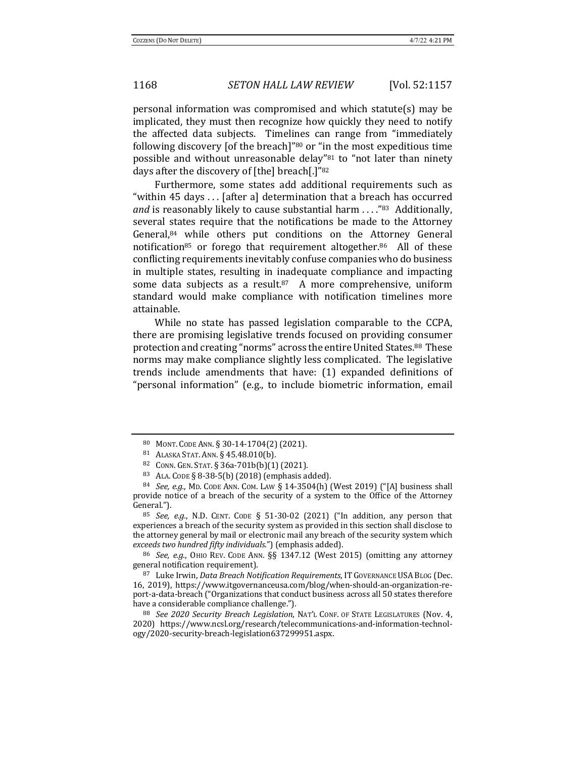personal information was compromised and which statute(s) may be implicated, they must then recognize how quickly they need to notify the affected data subjects. Timelines can range from "immediately following discovery [of the breach]"[80] or "in the most expeditious time possible and without unreasonable delay"[81] to "not later than ninety days after the discovery of [the] breach[.]"[82]

Furthermore, some states add additional requirements such as "within 45 days . . . [after a] determination that a breach has occurred *and* is reasonably likely to cause substantial harm . . . ."[83] Additionally, several states require that the notifications be made to the Attorney General,[84] while others put conditions on the Attorney General notification[85] or forego that requirement altogether.[86] All of these conflicting requirements inevitably confuse companies who do business in multiple states, resulting in inadequate compliance and impacting some data subjects as a result.[87] A more comprehensive, uniform standard would make compliance with notification timelines more attainable.

While no state has passed legislation comparable to the CCPA, there are promising legislative trends focused on providing consumer protection and creating "norms" across the entire United States.[88] These norms may make compliance slightly less complicated. The legislative trends include amendments that have: (1) expanded definitions of "personal information" (e.g., to include biometric information, email

---

[80] MONT. CODE ANN. § 30-14-1704(2) (2021).

[81] ALASKA STAT. ANN. § 45.48.010(b).

[82] CONN. GEN. STAT. § 36a-701b(b)(1) (2021).

[83] ALA. CODE § 8-38-5(b) (2018) (emphasis added).

[84] *See, e.g.*, MD. CODE ANN. COM. LAW § 14-3504(h) (West 2019) ("[A] business shall provide notice of a breach of the security of a system to the Office of the Attorney General.").

[85] *See, e.g.*, N.D. CENT. CODE § 51-30-02 (2021) ("In addition, any person that experiences a breach of the security system as provided in this section shall disclose to the attorney general by mail or electronic mail any breach of the security system which *exceeds two hundred fifty individuals*.") (emphasis added).

[86] *See, e.g.*, OHIO REV. CODE ANN. §§ 1347.12 (West 2015) (omitting any attorney general notification requirement).

[87] Luke Irwin, *Data Breach Notification Requirements*, IT GOVERNANCE USA BLOG (Dec. 16, 2019), https://www.itgovernanceusa.com/blog/when-should-an-organization-report-a-data-breach ("Organizations that conduct business across all 50 states therefore have a considerable compliance challenge.").

[88] *See 2020 Security Breach Legislation*, NAT'L CONF. OF STATE LEGISLATURES (Nov. 4, 2020) https://www.ncsl.org/research/telecommunications-and-information-technology/2020-security-breach-legislation637299951.aspx.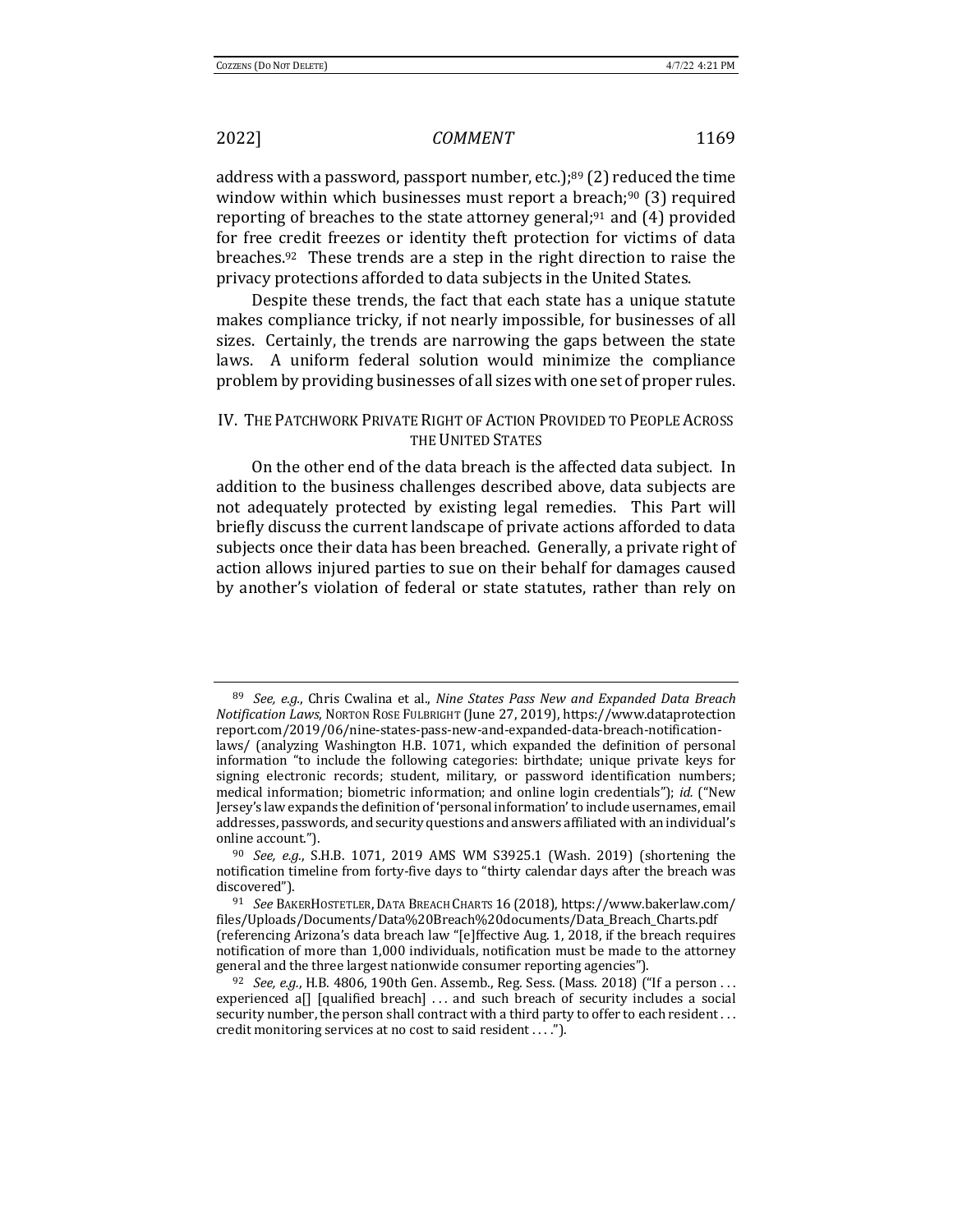address with a password, passport number, etc.);[89] (2) reduced the time window within which businesses must report a breach;[90] (3) required reporting of breaches to the state attorney general;[91] and (4) provided for free credit freezes or identity theft protection for victims of data breaches.[92] These trends are a step in the right direction to raise the privacy protections afforded to data subjects in the United States.

Despite these trends, the fact that each state has a unique statute makes compliance tricky, if not nearly impossible, for businesses of all sizes. Certainly, the trends are narrowing the gaps between the state laws. A uniform federal solution would minimize the compliance problem by providing businesses of all sizes with one set of proper rules.

## IV. THE PATCHWORK PRIVATE RIGHT OF ACTION PROVIDED TO PEOPLE ACROSS THE UNITED STATES

On the other end of the data breach is the affected data subject. In addition to the business challenges described above, data subjects are not adequately protected by existing legal remedies. This Part will briefly discuss the current landscape of private actions afforded to data subjects once their data has been breached. Generally, a private right of action allows injured parties to sue on their behalf for damages caused by another's violation of federal or state statutes, rather than rely on

---

[89] *See, e.g.*, Chris Cwalina et al., *Nine States Pass New and Expanded Data Breach Notification Laws*, NORTON ROSE FULBRIGHT (June 27, 2019), https://www.dataprotectionreport.com/2019/06/nine-states-pass-new-and-expanded-data-breach-notification-laws/ (analyzing Washington H.B. 1071, which expanded the definition of personal information "to include the following categories: birthdate; unique private keys for signing electronic records; student, military, or password identification numbers; medical information; biometric information; and online login credentials"); *id.* ("New Jersey's law expands the definition of 'personal information' to include usernames, email addresses, passwords, and security questions and answers affiliated with an individual's online account.").

[90] *See, e.g.*, S.H.B. 1071, 2019 AMS WM S3925.1 (Wash. 2019) (shortening the notification timeline from forty-five days to "thirty calendar days after the breach was discovered").

[91] *See* BAKERHOSTETLER, DATA BREACH CHARTS 16 (2018), https://www.bakerlaw.com/files/Uploads/Documents/Data%20Breach%20documents/Data_Breach_Charts.pdf (referencing Arizona's data breach law "[e]ffective Aug. 1, 2018, if the breach requires notification of more than 1,000 individuals, notification must be made to the attorney general and the three largest nationwide consumer reporting agencies").

[92] *See, e.g.*, H.B. 4806, 190th Gen. Assemb., Reg. Sess. (Mass. 2018) ("If a person . . . experienced a[] [qualified breach] . . . and such breach of security includes a social security number, the person shall contract with a third party to offer to each resident . . . credit monitoring services at no cost to said resident . . . .").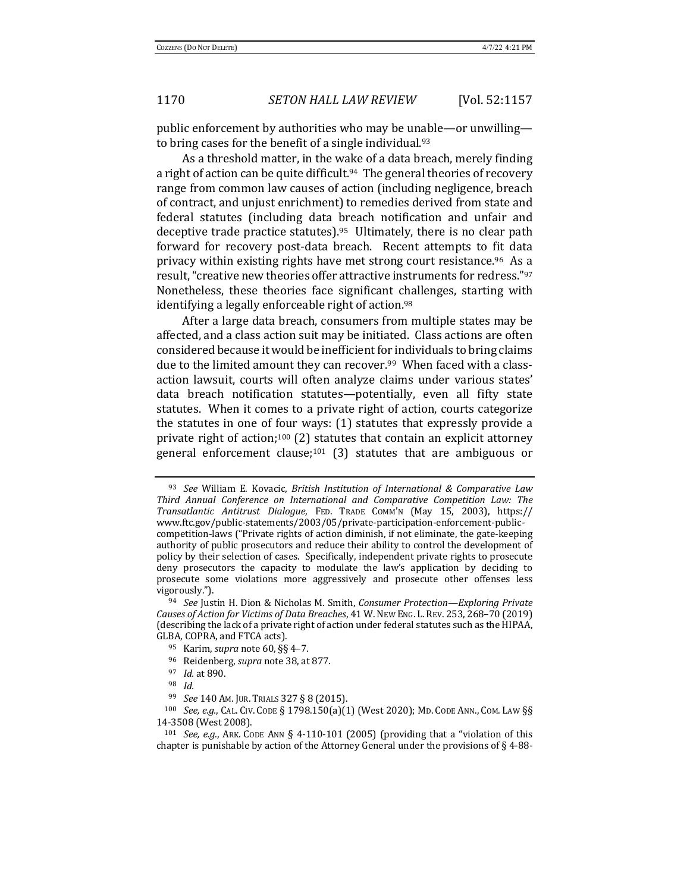public enforcement by authorities who may be unable—or unwilling—to bring cases for the benefit of a single individual.[93]

As a threshold matter, in the wake of a data breach, merely finding a right of action can be quite difficult.[94] The general theories of recovery range from common law causes of action (including negligence, breach of contract, and unjust enrichment) to remedies derived from state and federal statutes (including data breach notification and unfair and deceptive trade practice statutes).[95] Ultimately, there is no clear path forward for recovery post-data breach. Recent attempts to fit data privacy within existing rights have met strong court resistance.[96] As a result, "creative new theories offer attractive instruments for redress."[97] Nonetheless, these theories face significant challenges, starting with identifying a legally enforceable right of action.[98]

After a large data breach, consumers from multiple states may be affected, and a class action suit may be initiated. Class actions are often considered because it would be inefficient for individuals to bring claims due to the limited amount they can recover.[99] When faced with a class-action lawsuit, courts will often analyze claims under various states' data breach notification statutes—potentially, even all fifty state statutes. When it comes to a private right of action, courts categorize the statutes in one of four ways: (1) statutes that expressly provide a private right of action;[100] (2) statutes that contain an explicit attorney general enforcement clause;[101] (3) statutes that are ambiguous or

---

[93] *See* William E. Kovacic, *British Institution of International & Comparative Law Third Annual Conference on International and Comparative Competition Law: The Transatlantic Antitrust Dialogue*, FED. TRADE COMM'N (May 15, 2003), https://www.ftc.gov/public-statements/2003/05/private-participation-enforcement-public-competition-laws ("Private rights of action diminish, if not eliminate, the gate-keeping authority of public prosecutors and reduce their ability to control the development of policy by their selection of cases. Specifically, independent private rights to prosecute deny prosecutors the capacity to modulate the law's application by deciding to prosecute some violations more aggressively and prosecute other offenses less vigorously.").

[94] *See* Justin H. Dion & Nicholas M. Smith, *Consumer Protection—Exploring Private Causes of Action for Victims of Data Breaches*, 41 W. NEW ENG. L. REV. 253, 268–70 (2019) (describing the lack of a private right of action under federal statutes such as the HIPAA, GLBA, COPRA, and FTCA acts).

[95] Karim, *supra* note 60, §§ 4–7.

[96] Reidenberg, *supra* note 38, at 877.

[97] *Id.* at 890.

[98] *Id.*

[99] *See* 140 AM. JUR. TRIALS 327 § 8 (2015).

[100] *See, e.g.*, CAL. CIV. CODE § 1798.150(a)(1) (West 2020); MD. CODE ANN., COM. LAW §§ 14-3508 (West 2008).

[101] *See, e.g.*, ARK. CODE ANN § 4-110-101 (2005) (providing that a "violation of this chapter is punishable by action of the Attorney General under the provisions of § 4-88-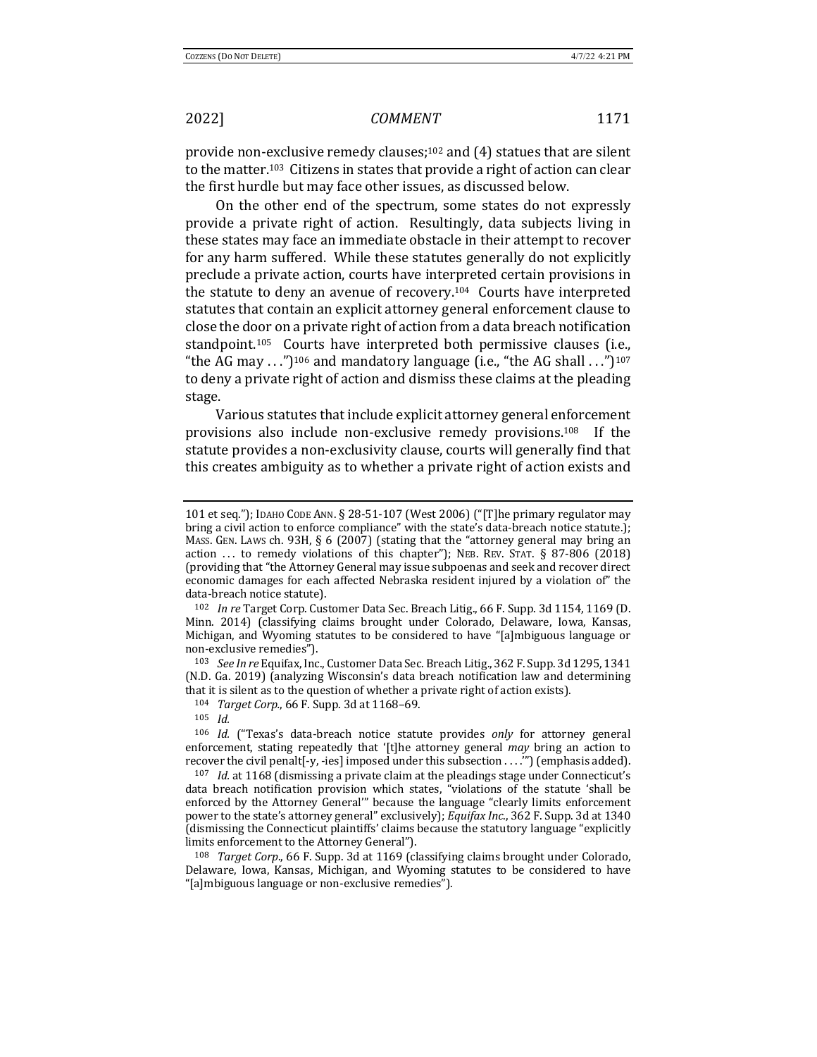provide non-exclusive remedy clauses;[102] and (4) statues that are silent to the matter.[103] Citizens in states that provide a right of action can clear the first hurdle but may face other issues, as discussed below.

On the other end of the spectrum, some states do not expressly provide a private right of action. Resultingly, data subjects living in these states may face an immediate obstacle in their attempt to recover for any harm suffered. While these statutes generally do not explicitly preclude a private action, courts have interpreted certain provisions in the statute to deny an avenue of recovery.[104] Courts have interpreted statutes that contain an explicit attorney general enforcement clause to close the door on a private right of action from a data breach notification standpoint.[105] Courts have interpreted both permissive clauses (i.e., "the AG may . . .")[106] and mandatory language (i.e., "the AG shall . . .")[107] to deny a private right of action and dismiss these claims at the pleading stage.

Various statutes that include explicit attorney general enforcement provisions also include non-exclusive remedy provisions.[108] If the statute provides a non-exclusivity clause, courts will generally find that this creates ambiguity as to whether a private right of action exists and

---

101 et seq."); IDAHO CODE ANN. § 28-51-107 (West 2006) ("[T]he primary regulator may bring a civil action to enforce compliance" with the state's data-breach notice statute.); MASS. GEN. LAWS ch. 93H, § 6 (2007) (stating that the "attorney general may bring an action . . . to remedy violations of this chapter"); NEB. REV. STAT. § 87-806 (2018) (providing that "the Attorney General may issue subpoenas and seek and recover direct economic damages for each affected Nebraska resident injured by a violation of" the data-breach notice statute).

[102] *In re* Target Corp. Customer Data Sec. Breach Litig., 66 F. Supp. 3d 1154, 1169 (D. Minn. 2014) (classifying claims brought under Colorado, Delaware, Iowa, Kansas, Michigan, and Wyoming statutes to be considered to have "[a]mbiguous language or non-exclusive remedies").

[103] *See In re* Equifax, Inc., Customer Data Sec. Breach Litig., 362 F. Supp. 3d 1295, 1341 (N.D. Ga. 2019) (analyzing Wisconsin's data breach notification law and determining that it is silent as to the question of whether a private right of action exists).

[104] *Target Corp.*, 66 F. Supp. 3d at 1168–69.

[105] *Id.*

[106] *Id.* ("Texas's data-breach notice statute provides *only* for attorney general enforcement, stating repeatedly that '[t]he attorney general *may* bring an action to recover the civil penalt[-y, -ies] imposed under this subsection . . . .'") (emphasis added).

[107] *Id.* at 1168 (dismissing a private claim at the pleadings stage under Connecticut's data breach notification provision which states, "violations of the statute 'shall be enforced by the Attorney General'" because the language "clearly limits enforcement power to the state's attorney general" exclusively); *Equifax Inc.*, 362 F. Supp. 3d at 1340 (dismissing the Connecticut plaintiffs' claims because the statutory language "explicitly limits enforcement to the Attorney General").

[108] *Target Corp.*, 66 F. Supp. 3d at 1169 (classifying claims brought under Colorado, Delaware, Iowa, Kansas, Michigan, and Wyoming statutes to be considered to have "[a]mbiguous language or non-exclusive remedies").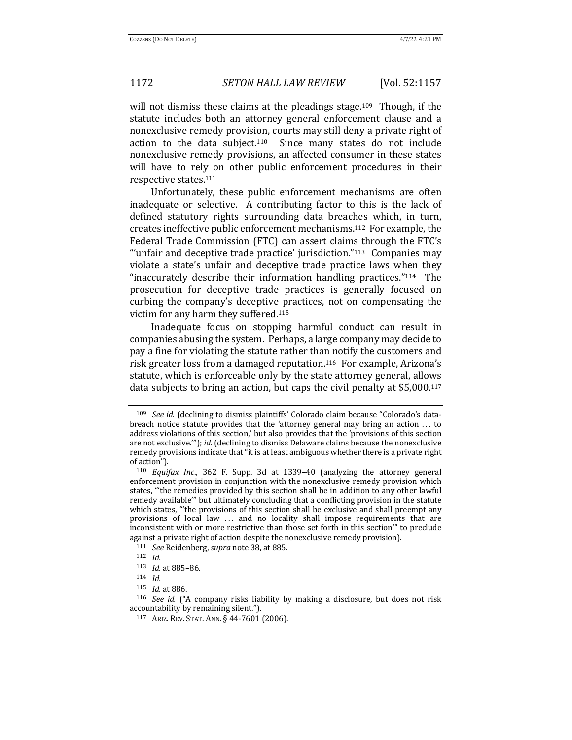will not dismiss these claims at the pleadings stage.[109] Though, if the statute includes both an attorney general enforcement clause and a nonexclusive remedy provision, courts may still deny a private right of action to the data subject.[110] Since many states do not include nonexclusive remedy provisions, an affected consumer in these states will have to rely on other public enforcement procedures in their respective states.[111]

Unfortunately, these public enforcement mechanisms are often inadequate or selective. A contributing factor to this is the lack of defined statutory rights surrounding data breaches which, in turn, creates ineffective public enforcement mechanisms.[112] For example, the Federal Trade Commission (FTC) can assert claims through the FTC's "'unfair and deceptive trade practice' jurisdiction."[113] Companies may violate a state's unfair and deceptive trade practice laws when they "inaccurately describe their information handling practices."[114] The prosecution for deceptive trade practices is generally focused on curbing the company's deceptive practices, not on compensating the victim for any harm they suffered.[115]

Inadequate focus on stopping harmful conduct can result in companies abusing the system. Perhaps, a large company may decide to pay a fine for violating the statute rather than notify the customers and risk greater loss from a damaged reputation.[116] For example, Arizona's statute, which is enforceable only by the state attorney general, allows data subjects to bring an action, but caps the civil penalty at $5,000.[117]

---

[109] *See id.* (declining to dismiss plaintiffs' Colorado claim because "Colorado's data-breach notice statute provides that the 'attorney general may bring an action . . . to address violations of this section,' but also provides that the 'provisions of this section are not exclusive.'"); *id.* (declining to dismiss Delaware claims because the nonexclusive remedy provisions indicate that "it is at least ambiguous whether there is a private right of action").

[110] *Equifax Inc.*, 362 F. Supp. 3d at 1339–40 (analyzing the attorney general enforcement provision in conjunction with the nonexclusive remedy provision which states, "'the remedies provided by this section shall be in addition to any other lawful remedy available'" but ultimately concluding that a conflicting provision in the statute which states, "'the provisions of this section shall be exclusive and shall preempt any provisions of local law . . . and no locality shall impose requirements that are inconsistent with or more restrictive than those set forth in this section'" to preclude against a private right of action despite the nonexclusive remedy provision).

[111] *See* Reidenberg, *supra* note 38, at 885.

[112] *Id.*

[113] *Id.* at 885–86.

[114] *Id.*

[115] *Id.* at 886.

[116] *See id.* ("A company risks liability by making a disclosure, but does not risk accountability by remaining silent.").

[117] ARIZ. REV. STAT. ANN. § 44-7601 (2006).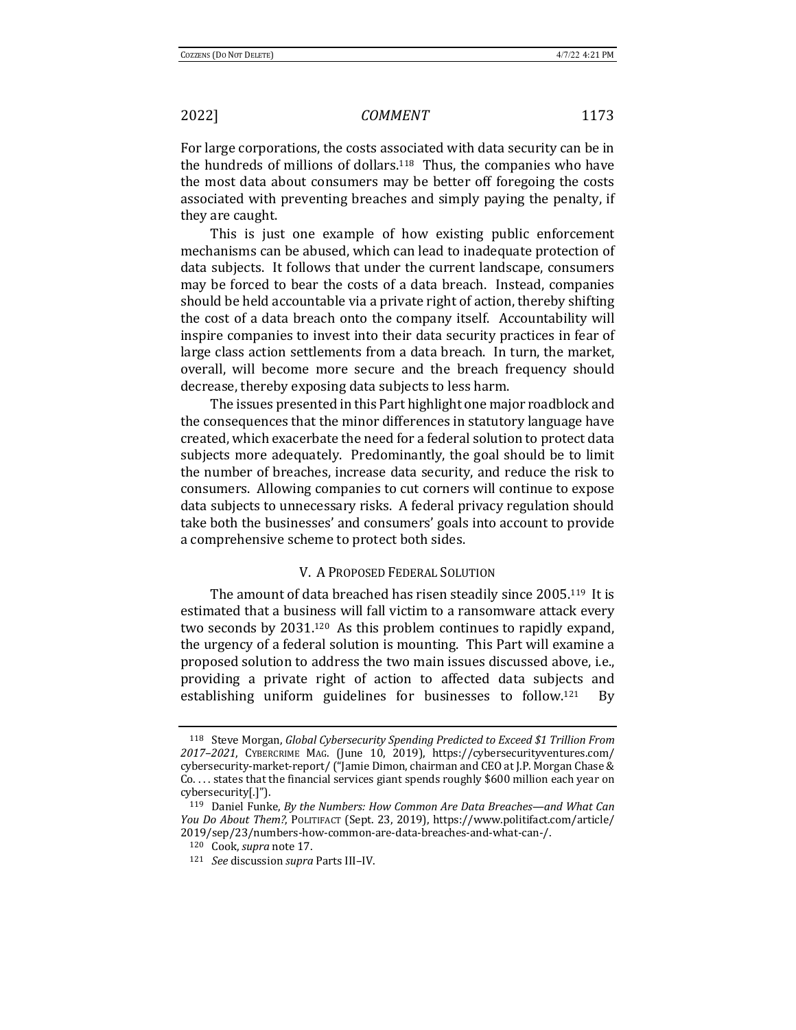For large corporations, the costs associated with data security can be in the hundreds of millions of dollars.[118] Thus, the companies who have the most data about consumers may be better off foregoing the costs associated with preventing breaches and simply paying the penalty, if they are caught.

This is just one example of how existing public enforcement mechanisms can be abused, which can lead to inadequate protection of data subjects. It follows that under the current landscape, consumers may be forced to bear the costs of a data breach. Instead, companies should be held accountable via a private right of action, thereby shifting the cost of a data breach onto the company itself. Accountability will inspire companies to invest into their data security practices in fear of large class action settlements from a data breach. In turn, the market, overall, will become more secure and the breach frequency should decrease, thereby exposing data subjects to less harm.

The issues presented in this Part highlight one major roadblock and the consequences that the minor differences in statutory language have created, which exacerbate the need for a federal solution to protect data subjects more adequately. Predominantly, the goal should be to limit the number of breaches, increase data security, and reduce the risk to consumers. Allowing companies to cut corners will continue to expose data subjects to unnecessary risks. A federal privacy regulation should take both the businesses' and consumers' goals into account to provide a comprehensive scheme to protect both sides.

## V. A Proposed Federal Solution

The amount of data breached has risen steadily since 2005.[119] It is estimated that a business will fall victim to a ransomware attack every two seconds by 2031.[120] As this problem continues to rapidly expand, the urgency of a federal solution is mounting. This Part will examine a proposed solution to address the two main issues discussed above, i.e., providing a private right of action to affected data subjects and establishing uniform guidelines for businesses to follow.[121] By

---

[118] Steve Morgan, *Global Cybersecurity Spending Predicted to Exceed $1 Trillion From 2017–2021*, Cybercrime Mag. (June 10, 2019), https://cybersecurityventures.com/cybersecurity-market-report/ ("Jamie Dimon, chairman and CEO at J.P. Morgan Chase & Co. . . . states that the financial services giant spends roughly $600 million each year on cybersecurity[.]").

[119] Daniel Funke, *By the Numbers: How Common Are Data Breaches—and What Can You Do About Them?*, Politifact (Sept. 23, 2019), https://www.politifact.com/article/2019/sep/23/numbers-how-common-are-data-breaches-and-what-can-/.

[120] Cook, *supra* note 17.

[121] *See* discussion *supra* Parts III–IV.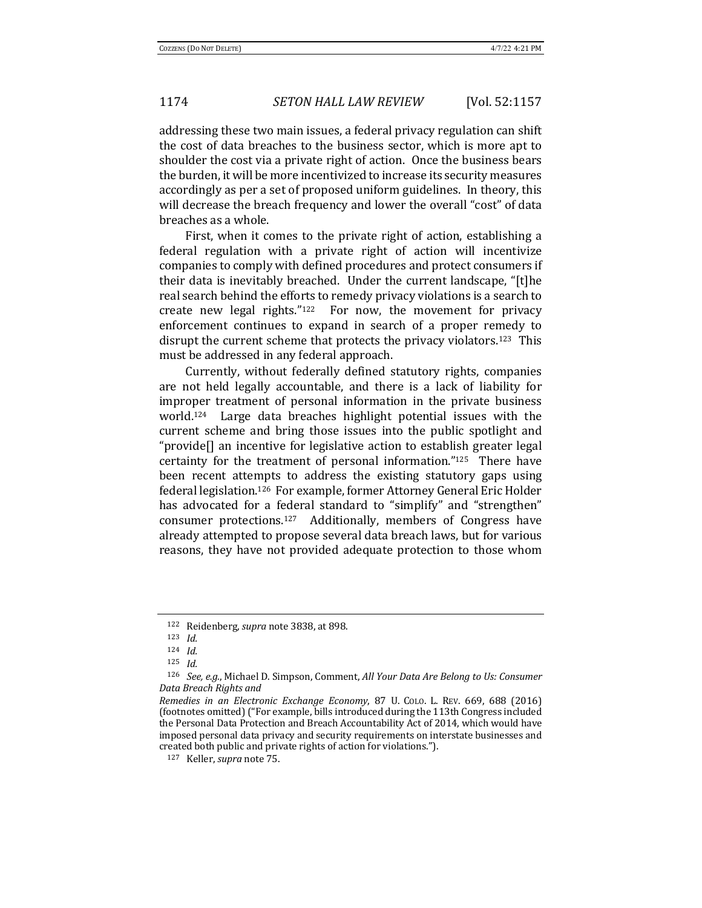addressing these two main issues, a federal privacy regulation can shift the cost of data breaches to the business sector, which is more apt to shoulder the cost via a private right of action. Once the business bears the burden, it will be more incentivized to increase its security measures accordingly as per a set of proposed uniform guidelines. In theory, this will decrease the breach frequency and lower the overall "cost" of data breaches as a whole.

First, when it comes to the private right of action, establishing a federal regulation with a private right of action will incentivize companies to comply with defined procedures and protect consumers if their data is inevitably breached. Under the current landscape, "[t]he real search behind the efforts to remedy privacy violations is a search to create new legal rights."[122] For now, the movement for privacy enforcement continues to expand in search of a proper remedy to disrupt the current scheme that protects the privacy violators.[123] This must be addressed in any federal approach.

Currently, without federally defined statutory rights, companies are not held legally accountable, and there is a lack of liability for improper treatment of personal information in the private business world.[124] Large data breaches highlight potential issues with the current scheme and bring those issues into the public spotlight and "provide[] an incentive for legislative action to establish greater legal certainty for the treatment of personal information."[125] There have been recent attempts to address the existing statutory gaps using federal legislation.[126] For example, former Attorney General Eric Holder has advocated for a federal standard to "simplify" and "strengthen" consumer protections.[127] Additionally, members of Congress have already attempted to propose several data breach laws, but for various reasons, they have not provided adequate protection to those whom

---

[122] Reidenberg, *supra* note 3838, at 898.

[123] *Id.*

[124] *Id.*

[125] *Id.*

[126] *See, e.g.*, Michael D. Simpson, Comment, *All Your Data Are Belong to Us: Consumer Data Breach Rights and Remedies in an Electronic Exchange Economy*, 87 U. COLO. L. REV. 669, 688 (2016) (footnotes omitted) ("For example, bills introduced during the 113th Congress included the Personal Data Protection and Breach Accountability Act of 2014, which would have imposed personal data privacy and security requirements on interstate businesses and created both public and private rights of action for violations.").

[127] Keller, *supra* note 75.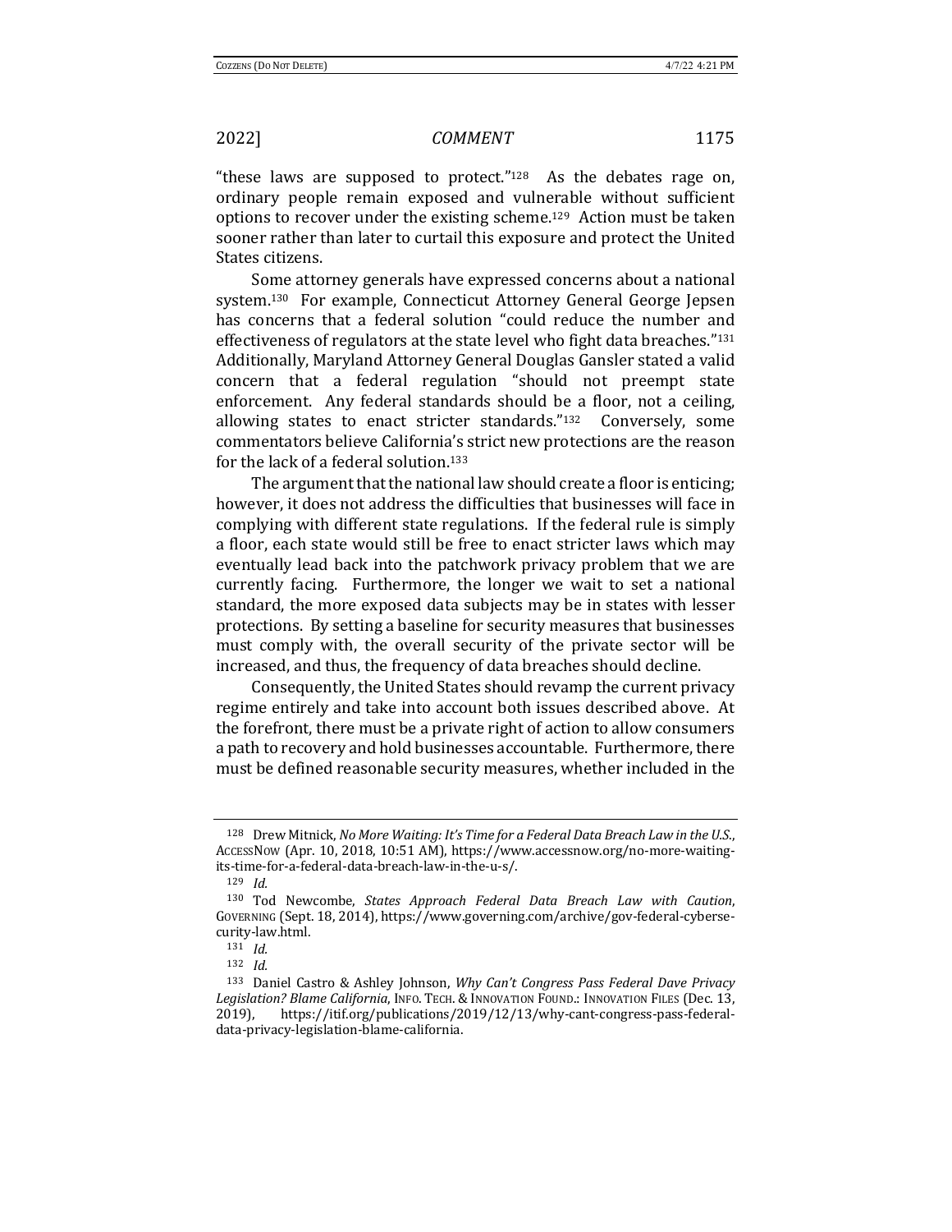"these laws are supposed to protect."[128] As the debates rage on, ordinary people remain exposed and vulnerable without sufficient options to recover under the existing scheme.[129] Action must be taken sooner rather than later to curtail this exposure and protect the United States citizens.

Some attorney generals have expressed concerns about a national system.[130] For example, Connecticut Attorney General George Jepsen has concerns that a federal solution "could reduce the number and effectiveness of regulators at the state level who fight data breaches."[131] Additionally, Maryland Attorney General Douglas Gansler stated a valid concern that a federal regulation "should not preempt state enforcement. Any federal standards should be a floor, not a ceiling, allowing states to enact stricter standards."[132] Conversely, some commentators believe California's strict new protections are the reason for the lack of a federal solution.[133]

The argument that the national law should create a floor is enticing; however, it does not address the difficulties that businesses will face in complying with different state regulations. If the federal rule is simply a floor, each state would still be free to enact stricter laws which may eventually lead back into the patchwork privacy problem that we are currently facing. Furthermore, the longer we wait to set a national standard, the more exposed data subjects may be in states with lesser protections. By setting a baseline for security measures that businesses must comply with, the overall security of the private sector will be increased, and thus, the frequency of data breaches should decline.

Consequently, the United States should revamp the current privacy regime entirely and take into account both issues described above. At the forefront, there must be a private right of action to allow consumers a path to recovery and hold businesses accountable. Furthermore, there must be defined reasonable security measures, whether included in the

---

[128] Drew Mitnick, *No More Waiting: It's Time for a Federal Data Breach Law in the U.S.*, AccessNow (Apr. 10, 2018, 10:51 AM), https://www.accessnow.org/no-more-waiting-its-time-for-a-federal-data-breach-law-in-the-u-s/.

[129] *Id.*

[130] Tod Newcombe, *States Approach Federal Data Breach Law with Caution*, Governing (Sept. 18, 2014), https://www.governing.com/archive/gov-federal-cybersecurity-law.html.

[131] *Id.*

[132] *Id.*

[133] Daniel Castro & Ashley Johnson, *Why Can't Congress Pass Federal Dave Privacy Legislation? Blame California*, Info. Tech. & Innovation Found.: Innovation Files (Dec. 13, 2019), https://itif.org/publications/2019/12/13/why-cant-congress-pass-federal-data-privacy-legislation-blame-california.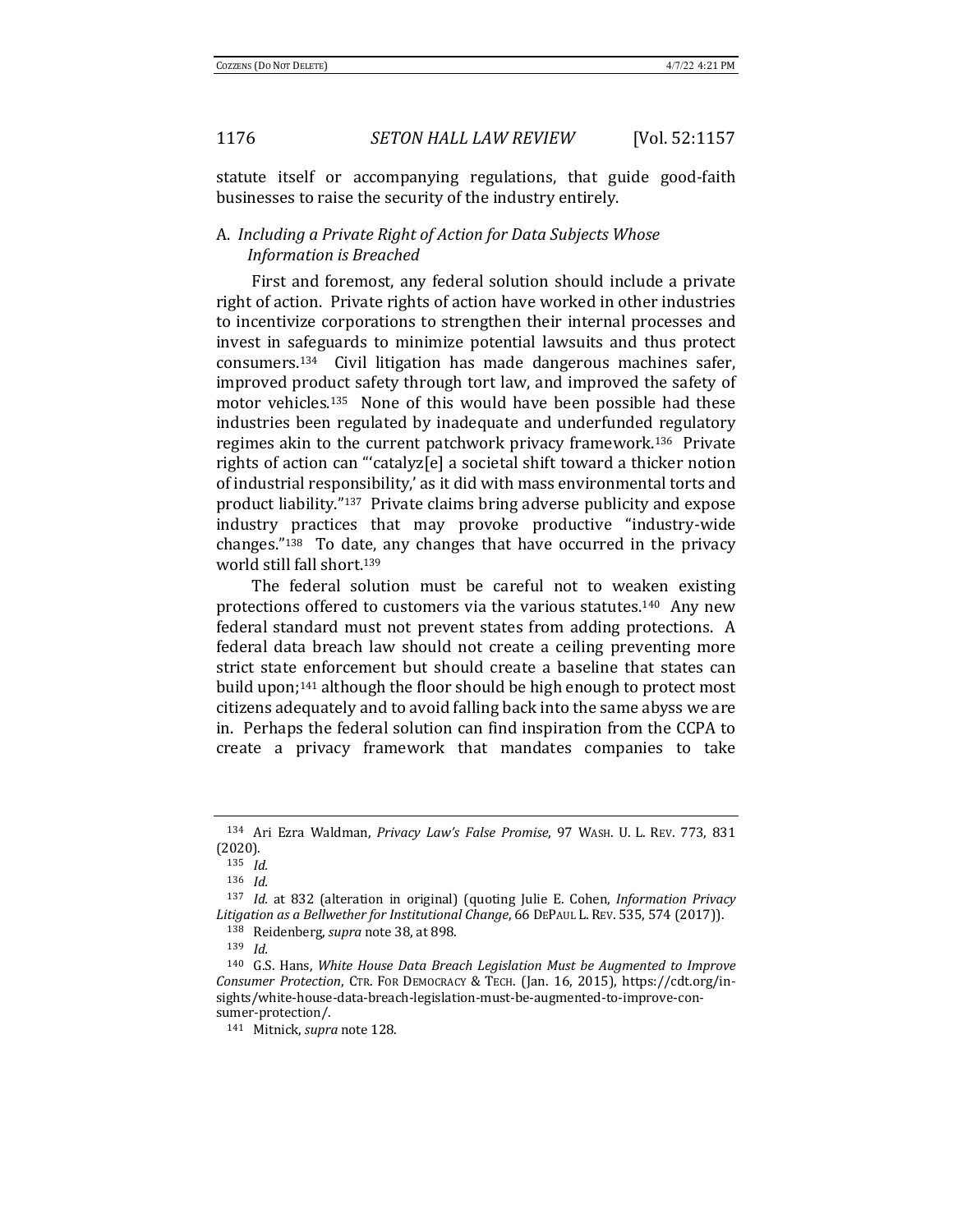statute itself or accompanying regulations, that guide good-faith businesses to raise the security of the industry entirely.

### A. *Including a Private Right of Action for Data Subjects Whose Information is Breached*

First and foremost, any federal solution should include a private right of action. Private rights of action have worked in other industries to incentivize corporations to strengthen their internal processes and invest in safeguards to minimize potential lawsuits and thus protect consumers.[134] Civil litigation has made dangerous machines safer, improved product safety through tort law, and improved the safety of motor vehicles.[135] None of this would have been possible had these industries been regulated by inadequate and underfunded regulatory regimes akin to the current patchwork privacy framework.[136] Private rights of action can "'catalyz[e] a societal shift toward a thicker notion of industrial responsibility,' as it did with mass environmental torts and product liability."[137] Private claims bring adverse publicity and expose industry practices that may provoke productive "industry-wide changes."[138] To date, any changes that have occurred in the privacy world still fall short.[139]

The federal solution must be careful not to weaken existing protections offered to customers via the various statutes.[140] Any new federal standard must not prevent states from adding protections. A federal data breach law should not create a ceiling preventing more strict state enforcement but should create a baseline that states can build upon;[141] although the floor should be high enough to protect most citizens adequately and to avoid falling back into the same abyss we are in. Perhaps the federal solution can find inspiration from the CCPA to create a privacy framework that mandates companies to take

---

[134] Ari Ezra Waldman, *Privacy Law's False Promise*, 97 WASH. U. L. REV. 773, 831 (2020).

[135] *Id.*

[136] *Id.*

[137] *Id.* at 832 (alteration in original) (quoting Julie E. Cohen, *Information Privacy Litigation as a Bellwether for Institutional Change*, 66 DEPAUL L. REV. 535, 574 (2017)).

[138] Reidenberg, *supra* note 38, at 898.

[139] *Id.*

[140] G.S. Hans, *White House Data Breach Legislation Must be Augmented to Improve Consumer Protection*, CTR. FOR DEMOCRACY & TECH. (Jan. 16, 2015), https://cdt.org/insights/white-house-data-breach-legislation-must-be-augmented-to-improve-consumer-protection/.

[141] Mitnick, *supra* note 128.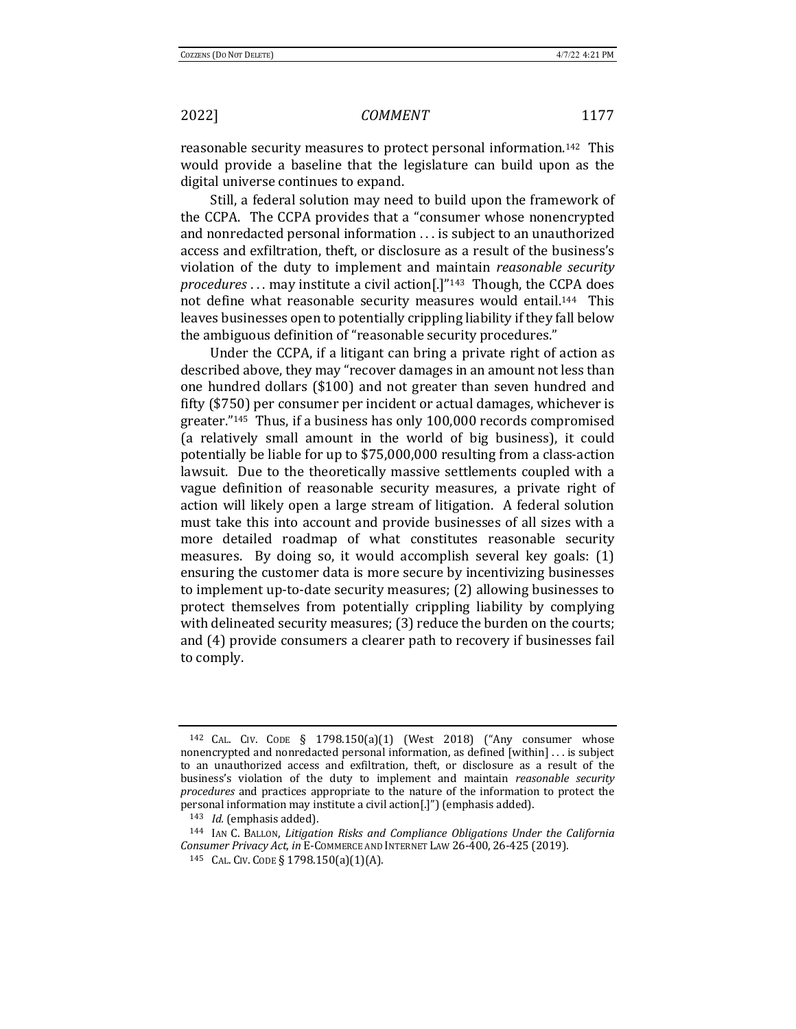reasonable security measures to protect personal information.[142] This would provide a baseline that the legislature can build upon as the digital universe continues to expand.

Still, a federal solution may need to build upon the framework of the CCPA. The CCPA provides that a "consumer whose nonencrypted and nonredacted personal information . . . is subject to an unauthorized access and exfiltration, theft, or disclosure as a result of the business's violation of the duty to implement and maintain *reasonable security procedures* . . . may institute a civil action[.]"[143] Though, the CCPA does not define what reasonable security measures would entail.[144] This leaves businesses open to potentially crippling liability if they fall below the ambiguous definition of "reasonable security procedures."

Under the CCPA, if a litigant can bring a private right of action as described above, they may "recover damages in an amount not less than one hundred dollars ($100) and not greater than seven hundred and fifty ($750) per consumer per incident or actual damages, whichever is greater."[145] Thus, if a business has only 100,000 records compromised (a relatively small amount in the world of big business), it could potentially be liable for up to $75,000,000 resulting from a class-action lawsuit. Due to the theoretically massive settlements coupled with a vague definition of reasonable security measures, a private right of action will likely open a large stream of litigation. A federal solution must take this into account and provide businesses of all sizes with a more detailed roadmap of what constitutes reasonable security measures. By doing so, it would accomplish several key goals: (1) ensuring the customer data is more secure by incentivizing businesses to implement up-to-date security measures; (2) allowing businesses to protect themselves from potentially crippling liability by complying with delineated security measures; (3) reduce the burden on the courts; and (4) provide consumers a clearer path to recovery if businesses fail to comply.

---

[142] CAL. CIV. CODE § 1798.150(a)(1) (West 2018) ("Any consumer whose nonencrypted and nonredacted personal information, as defined [within] . . . is subject to an unauthorized access and exfiltration, theft, or disclosure as a result of the business's violation of the duty to implement and maintain *reasonable security procedures* and practices appropriate to the nature of the information to protect the personal information may institute a civil action[.]") (emphasis added).

[143] *Id.* (emphasis added).

[144] IAN C. BALLON, *Litigation Risks and Compliance Obligations Under the California Consumer Privacy Act*, *in* E-COMMERCE AND INTERNET LAW 26-400, 26-425 (2019).

[145] CAL. CIV. CODE § 1798.150(a)(1)(A).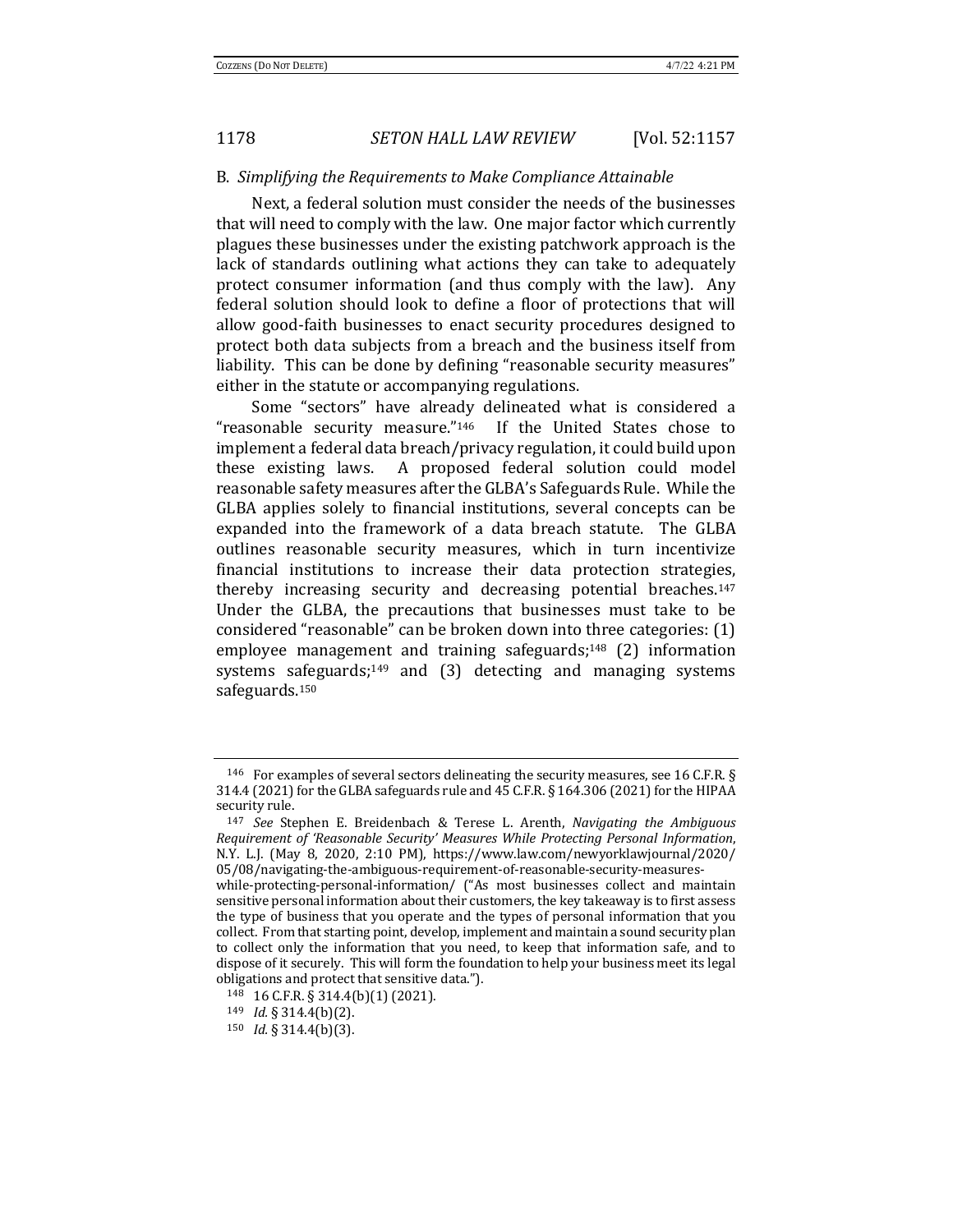### B. *Simplifying the Requirements to Make Compliance Attainable*

Next, a federal solution must consider the needs of the businesses that will need to comply with the law. One major factor which currently plagues these businesses under the existing patchwork approach is the lack of standards outlining what actions they can take to adequately protect consumer information (and thus comply with the law). Any federal solution should look to define a floor of protections that will allow good-faith businesses to enact security procedures designed to protect both data subjects from a breach and the business itself from liability. This can be done by defining "reasonable security measures" either in the statute or accompanying regulations.

Some "sectors" have already delineated what is considered a "reasonable security measure."[146] If the United States chose to implement a federal data breach/privacy regulation, it could build upon these existing laws. A proposed federal solution could model reasonable safety measures after the GLBA's Safeguards Rule. While the GLBA applies solely to financial institutions, several concepts can be expanded into the framework of a data breach statute. The GLBA outlines reasonable security measures, which in turn incentivize financial institutions to increase their data protection strategies, thereby increasing security and decreasing potential breaches.[147] Under the GLBA, the precautions that businesses must take to be considered "reasonable" can be broken down into three categories: (1) employee management and training safeguards;[148] (2) information systems safeguards;[149] and (3) detecting and managing systems safeguards.[150]

---

[146] For examples of several sectors delineating the security measures, see 16 C.F.R. § 314.4 (2021) for the GLBA safeguards rule and 45 C.F.R. § 164.306 (2021) for the HIPAA security rule.

[147] *See* Stephen E. Breidenbach & Terese L. Arenth, *Navigating the Ambiguous Requirement of 'Reasonable Security' Measures While Protecting Personal Information*, N.Y. L.J. (May 8, 2020, 2:10 PM), https://www.law.com/newyorklawjournal/2020/05/08/navigating-the-ambiguous-requirement-of-reasonable-security-measures-while-protecting-personal-information/ ("As most businesses collect and maintain sensitive personal information about their customers, the key takeaway is to first assess the type of business that you operate and the types of personal information that you collect. From that starting point, develop, implement and maintain a sound security plan to collect only the information that you need, to keep that information safe, and to dispose of it securely. This will form the foundation to help your business meet its legal obligations and protect that sensitive data.").

[148] 16 C.F.R. § 314.4(b)(1) (2021).

[149] *Id.* § 314.4(b)(2).

[150] *Id.* § 314.4(b)(3).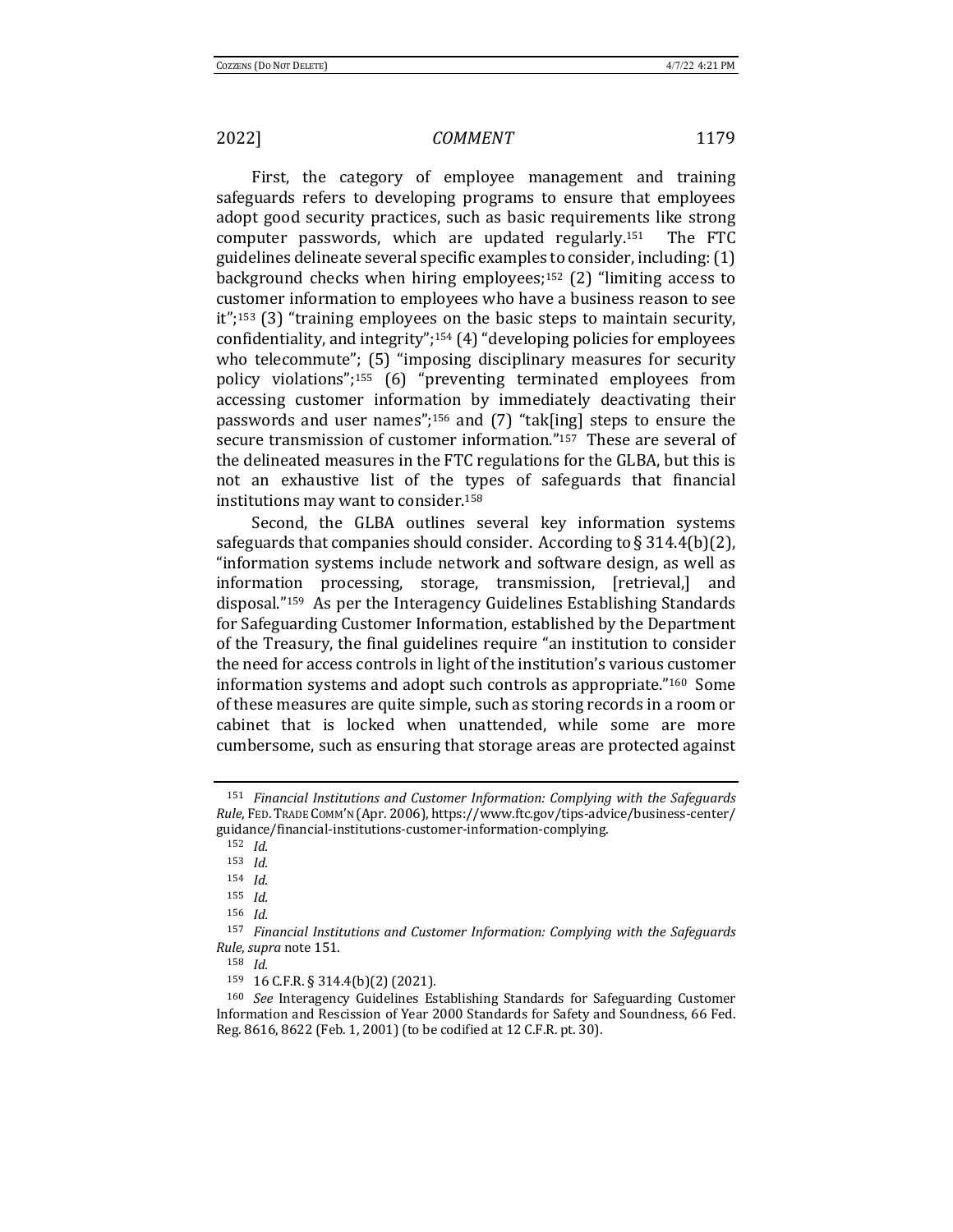First, the category of employee management and training safeguards refers to developing programs to ensure that employees adopt good security practices, such as basic requirements like strong computer passwords, which are updated regularly.[151] The FTC guidelines delineate several specific examples to consider, including: (1) background checks when hiring employees;[152] (2) "limiting access to customer information to employees who have a business reason to see it";[153] (3) "training employees on the basic steps to maintain security, confidentiality, and integrity";[154] (4) "developing policies for employees who telecommute"; (5) "imposing disciplinary measures for security policy violations";[155] (6) "preventing terminated employees from accessing customer information by immediately deactivating their passwords and user names";[156] and (7) "tak[ing] steps to ensure the secure transmission of customer information."[157] These are several of the delineated measures in the FTC regulations for the GLBA, but this is not an exhaustive list of the types of safeguards that financial institutions may want to consider.[158]

Second, the GLBA outlines several key information systems safeguards that companies should consider. According to § 314.4(b)(2), "information systems include network and software design, as well as information processing, storage, transmission, [retrieval,] and disposal."[159] As per the Interagency Guidelines Establishing Standards for Safeguarding Customer Information, established by the Department of the Treasury, the final guidelines require "an institution to consider the need for access controls in light of the institution's various customer information systems and adopt such controls as appropriate."[160] Some of these measures are quite simple, such as storing records in a room or cabinet that is locked when unattended, while some are more cumbersome, such as ensuring that storage areas are protected against

---

[151] *Financial Institutions and Customer Information: Complying with the Safeguards Rule*, FED. TRADE COMM'N (Apr. 2006), https://www.ftc.gov/tips-advice/business-center/guidance/financial-institutions-customer-information-complying.

[152] *Id.*

[153] *Id.*

[154] *Id.*

[155] *Id.*

[156] *Id.*

[157] *Financial Institutions and Customer Information: Complying with the Safeguards Rule*, *supra* note 151.

[158] *Id.*

[159] 16 C.F.R. § 314.4(b)(2) (2021).

[160] *See* Interagency Guidelines Establishing Standards for Safeguarding Customer Information and Rescission of Year 2000 Standards for Safety and Soundness, 66 Fed. Reg. 8616, 8622 (Feb. 1, 2001) (to be codified at 12 C.F.R. pt. 30).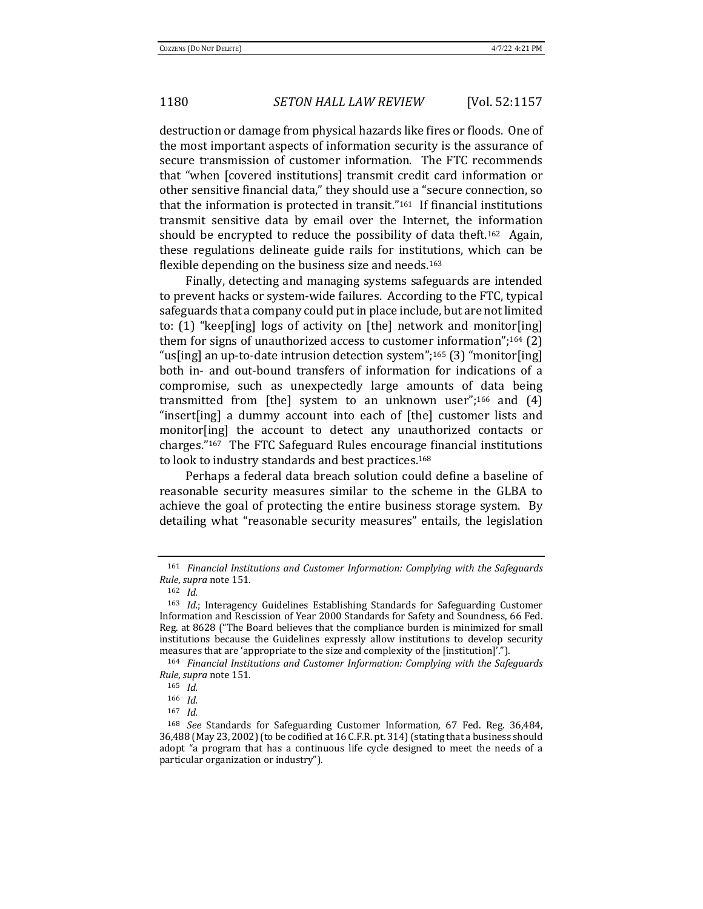destruction or damage from physical hazards like fires or floods. One of the most important aspects of information security is the assurance of secure transmission of customer information. The FTC recommends that "when [covered institutions] transmit credit card information or other sensitive financial data," they should use a "secure connection, so that the information is protected in transit."[161] If financial institutions transmit sensitive data by email over the Internet, the information should be encrypted to reduce the possibility of data theft.[162] Again, these regulations delineate guide rails for institutions, which can be flexible depending on the business size and needs.[163]

Finally, detecting and managing systems safeguards are intended to prevent hacks or system-wide failures. According to the FTC, typical safeguards that a company could put in place include, but are not limited to: (1) "keep[ing] logs of activity on [the] network and monitor[ing] them for signs of unauthorized access to customer information";[164] (2) "us[ing] an up-to-date intrusion detection system";[165] (3) "monitor[ing] both in- and out-bound transfers of information for indications of a compromise, such as unexpectedly large amounts of data being transmitted from [the] system to an unknown user";[166] and (4) "insert[ing] a dummy account into each of [the] customer lists and monitor[ing] the account to detect any unauthorized contacts or charges."[167] The FTC Safeguard Rules encourage financial institutions to look to industry standards and best practices.[168]

Perhaps a federal data breach solution could define a baseline of reasonable security measures similar to the scheme in the GLBA to achieve the goal of protecting the entire business storage system. By detailing what "reasonable security measures" entails, the legislation

---

[161] *Financial Institutions and Customer Information: Complying with the Safeguards Rule*, *supra* note 151.

[162] *Id.*

[163] *Id.*; Interagency Guidelines Establishing Standards for Safeguarding Customer Information and Rescission of Year 2000 Standards for Safety and Soundness, 66 Fed. Reg. at 8628 ("The Board believes that the compliance burden is minimized for small institutions because the Guidelines expressly allow institutions to develop security measures that are 'appropriate to the size and complexity of the [institution]'.").

[164] *Financial Institutions and Customer Information: Complying with the Safeguards Rule*, *supra* note 151.

[165] *Id.*

[166] *Id.*

[167] *Id.*

[168] *See* Standards for Safeguarding Customer Information, 67 Fed. Reg. 36,484, 36,488 (May 23, 2002) (to be codified at 16 C.F.R. pt. 314) (stating that a business should adopt "a program that has a continuous life cycle designed to meet the needs of a particular organization or industry").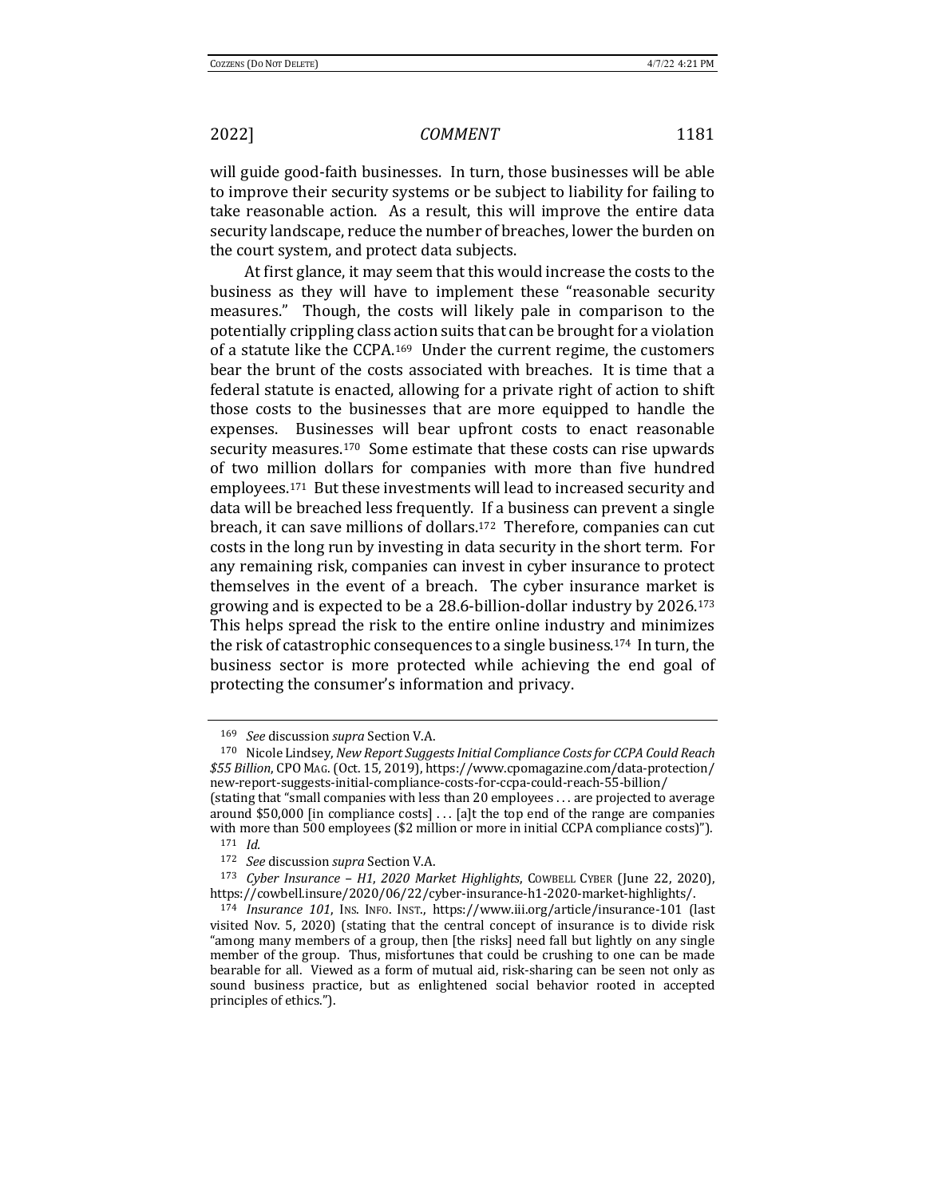will guide good-faith businesses. In turn, those businesses will be able to improve their security systems or be subject to liability for failing to take reasonable action. As a result, this will improve the entire data security landscape, reduce the number of breaches, lower the burden on the court system, and protect data subjects.

At first glance, it may seem that this would increase the costs to the business as they will have to implement these "reasonable security measures." Though, the costs will likely pale in comparison to the potentially crippling class action suits that can be brought for a violation of a statute like the CCPA.[169] Under the current regime, the customers bear the brunt of the costs associated with breaches. It is time that a federal statute is enacted, allowing for a private right of action to shift those costs to the businesses that are more equipped to handle the expenses. Businesses will bear upfront costs to enact reasonable security measures.[170] Some estimate that these costs can rise upwards of two million dollars for companies with more than five hundred employees.[171] But these investments will lead to increased security and data will be breached less frequently. If a business can prevent a single breach, it can save millions of dollars.[172] Therefore, companies can cut costs in the long run by investing in data security in the short term. For any remaining risk, companies can invest in cyber insurance to protect themselves in the event of a breach. The cyber insurance market is growing and is expected to be a 28.6-billion-dollar industry by 2026.[173] This helps spread the risk to the entire online industry and minimizes the risk of catastrophic consequences to a single business.[174] In turn, the business sector is more protected while achieving the end goal of protecting the consumer's information and privacy.

---

[169] *See* discussion *supra* Section V.A.

[170] Nicole Lindsey, *New Report Suggests Initial Compliance Costs for CCPA Could Reach $55 Billion*, CPO MAG. (Oct. 15, 2019), https://www.cpomagazine.com/data-protection/new-report-suggests-initial-compliance-costs-for-ccpa-could-reach-55-billion/ (stating that "small companies with less than 20 employees . . . are projected to average around $50,000 [in compliance costs] . . . [a]t the top end of the range are companies with more than 500 employees ($2 million or more in initial CCPA compliance costs)").

[171] *Id.*

[172] *See* discussion *supra* Section V.A.

[173] *Cyber Insurance – H1, 2020 Market Highlights*, COWBELL CYBER (June 22, 2020), https://cowbell.insure/2020/06/22/cyber-insurance-h1-2020-market-highlights/.

[174] *Insurance 101*, INS. INFO. INST., https://www.iii.org/article/insurance-101 (last visited Nov. 5, 2020) (stating that the central concept of insurance is to divide risk "among many members of a group, then [the risks] need fall but lightly on any single member of the group. Thus, misfortunes that could be crushing to one can be made bearable for all. Viewed as a form of mutual aid, risk-sharing can be seen not only as sound business practice, but as enlightened social behavior rooted in accepted principles of ethics.").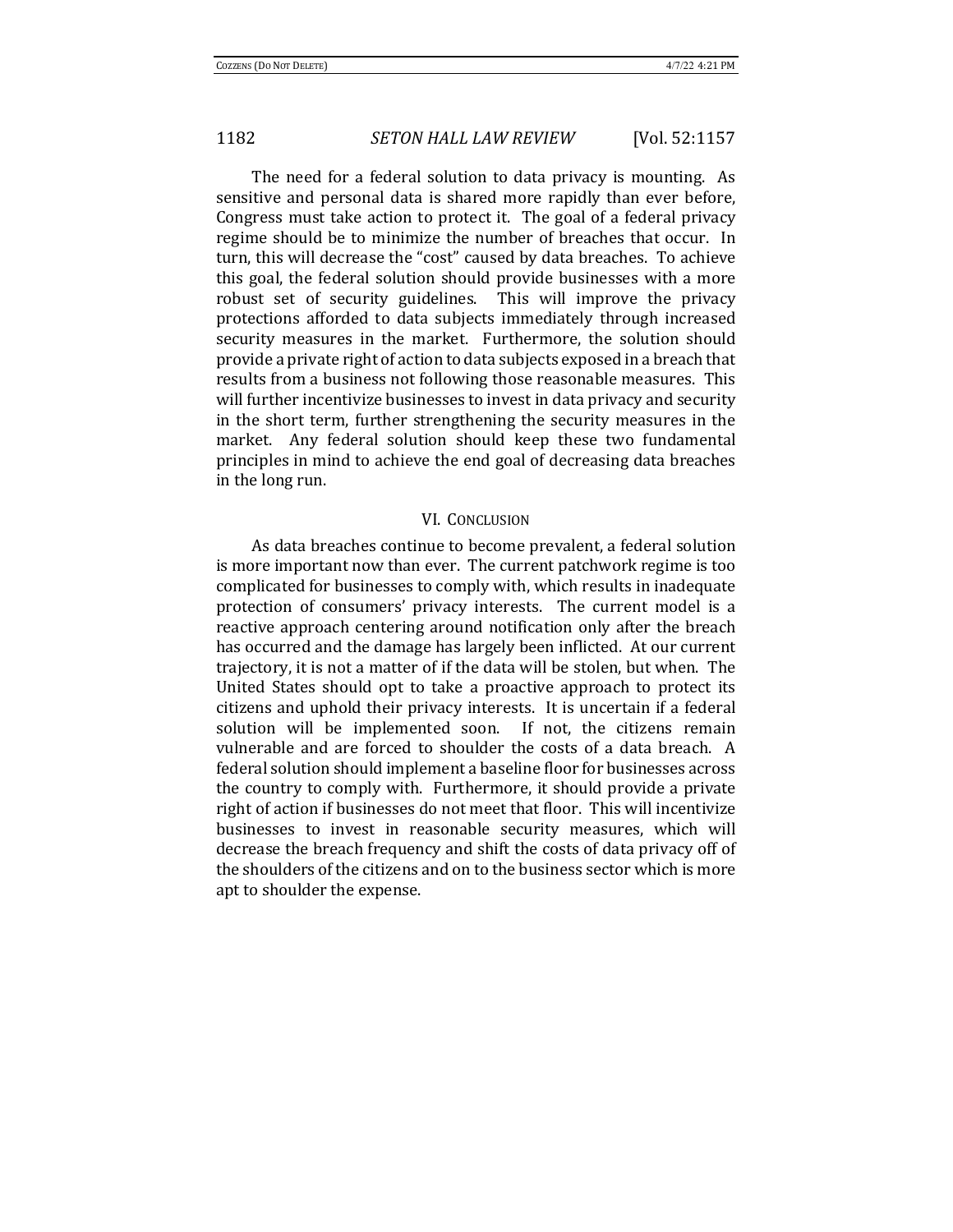The need for a federal solution to data privacy is mounting. As sensitive and personal data is shared more rapidly than ever before, Congress must take action to protect it. The goal of a federal privacy regime should be to minimize the number of breaches that occur. In turn, this will decrease the "cost" caused by data breaches. To achieve this goal, the federal solution should provide businesses with a more robust set of security guidelines. This will improve the privacy protections afforded to data subjects immediately through increased security measures in the market. Furthermore, the solution should provide a private right of action to data subjects exposed in a breach that results from a business not following those reasonable measures. This will further incentivize businesses to invest in data privacy and security in the short term, further strengthening the security measures in the market. Any federal solution should keep these two fundamental principles in mind to achieve the end goal of decreasing data breaches in the long run.

## VI. Conclusion

As data breaches continue to become prevalent, a federal solution is more important now than ever. The current patchwork regime is too complicated for businesses to comply with, which results in inadequate protection of consumers' privacy interests. The current model is a reactive approach centering around notification only after the breach has occurred and the damage has largely been inflicted. At our current trajectory, it is not a matter of if the data will be stolen, but when. The United States should opt to take a proactive approach to protect its citizens and uphold their privacy interests. It is uncertain if a federal solution will be implemented soon. If not, the citizens remain vulnerable and are forced to shoulder the costs of a data breach. A federal solution should implement a baseline floor for businesses across the country to comply with. Furthermore, it should provide a private right of action if businesses do not meet that floor. This will incentivize businesses to invest in reasonable security measures, which will decrease the breach frequency and shift the costs of data privacy off of the shoulders of the citizens and on to the business sector which is more apt to shoulder the expense.